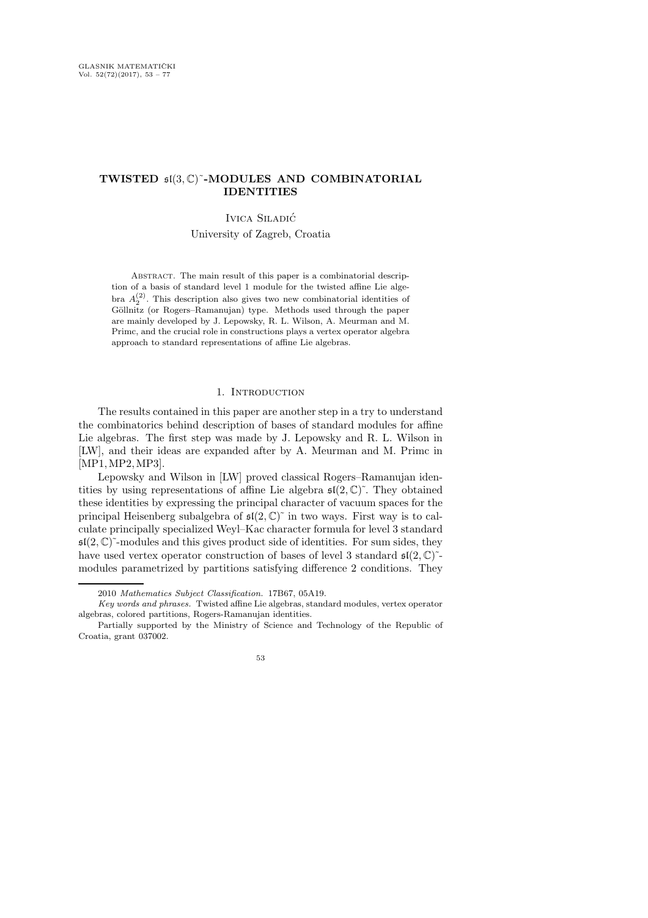# TWISTED $\mathfrak{sl}(3,\mathbb{C})\tilde{}$-MODULES AND COMBINATORIAL IDENTITIES

Ivica Siladić

University of Zagreb, Croatia

Abstract. The main result of this paper is a combinatorial description of a basis of standard level 1 module for the twisted affine Lie algebra $A_2^{(2)}$. This description also gives two new combinatorial identities of Göllnitz (or Rogers–Ramanujan) type. Methods used through the paper are mainly developed by J. Lepowsky, R. L. Wilson, A. Meurman and M. Primc, and the crucial role in constructions plays a vertex operator algebra approach to standard representations of affine Lie algebras.

## 1. Introduction

The results contained in this paper are another step in a try to understand the combinatorics behind description of bases of standard modules for affine Lie algebras. The first step was made by J. Lepowsky and R. L. Wilson in [LW], and their ideas are expanded after by A. Meurman and M. Primc in [MP1, MP2, MP3].

Lepowsky and Wilson in [LW] proved classical Rogers–Ramanujan identities by using representations of affine Lie algebra $\mathfrak{sl}(2,\mathbb{C})\tilde{}$. They obtained these identities by expressing the principal character of vacuum spaces for the principal Heisenberg subalgebra of $\mathfrak{sl}(2,\mathbb{C})\tilde{}$ in two ways. First way is to calculate principally specialized Weyl–Kac character formula for level 3 standard $\mathfrak{sl}(2,\mathbb{C})\tilde{}$-modules and this gives product side of identities. For sum sides, they have used vertex operator construction of bases of level 3 standard $\mathfrak{sl}(2,\mathbb{C})\tilde{}$-modules parametrized by partitions satisfying difference 2 conditions. They

---

2010 *Mathematics Subject Classification.* 17B67, 05A19.

*Key words and phrases.* Twisted affine Lie algebras, standard modules, vertex operator algebras, colored partitions, Rogers-Ramanujan identities.

Partially supported by the Ministry of Science and Technology of the Republic of Croatia, grant 037002.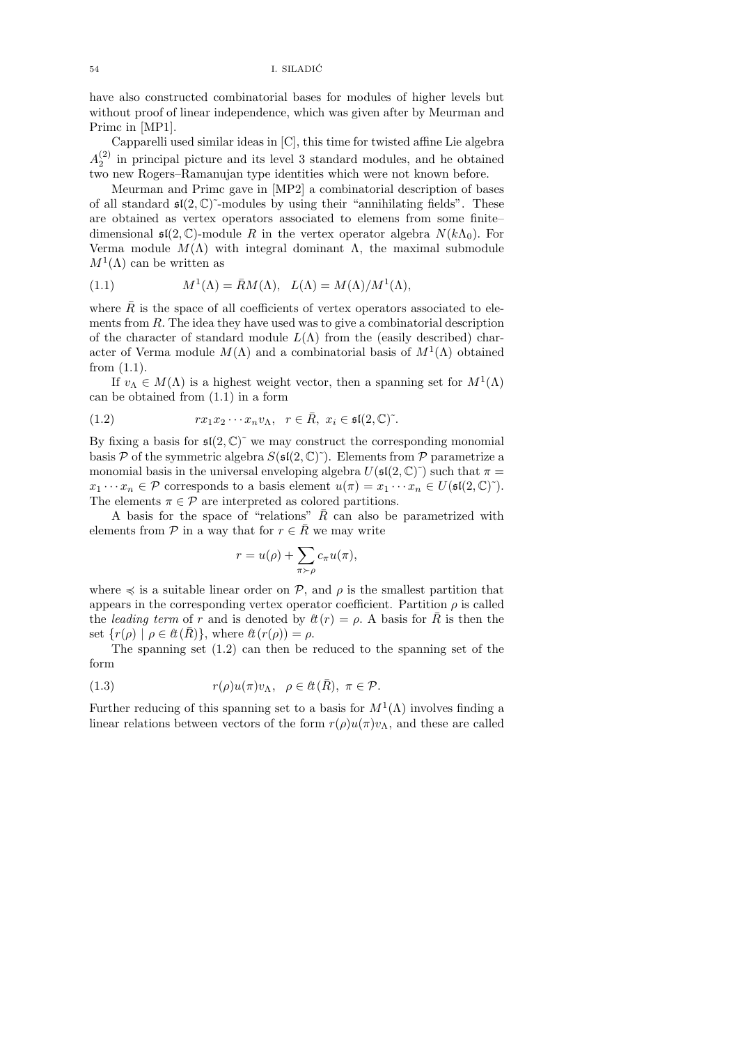have also constructed combinatorial bases for modules of higher levels but without proof of linear independence, which was given after by Meurman and Primc in [MP1].

Capparelli used similar ideas in [C], this time for twisted affine Lie algebra $A_2^{(2)}$ in principal picture and its level 3 standard modules, and he obtained two new Rogers–Ramanujan type identities which were not known before.

Meurman and Primc gave in [MP2] a combinatorial description of bases of all standard $\mathfrak{sl}(2,\mathbb{C})\tilde{}$-modules by using their "annihilating fields". These are obtained as vertex operators associated to elemens from some finite–dimensional $\mathfrak{sl}(2,\mathbb{C})$-module $R$ in the vertex operator algebra $N(k\Lambda_0)$. For Verma module $M(\Lambda)$ with integral dominant $\Lambda$, the maximal submodule $M^1(\Lambda)$ can be written as

$$M^1(\Lambda) = \bar{R}M(\Lambda), \quad L(\Lambda) = M(\Lambda)/M^1(\Lambda), \tag{1.1}$$

where $\bar{R}$ is the space of all coefficients of vertex operators associated to elements from $R$. The idea they have used was to give a combinatorial description of the character of standard module $L(\Lambda)$ from the (easily described) character of Verma module $M(\Lambda)$ and a combinatorial basis of $M^1(\Lambda)$ obtained from (1.1).

If $v_\Lambda \in M(\Lambda)$ is a highest weight vector, then a spanning set for $M^1(\Lambda)$ can be obtained from (1.1) in a form

$$r x_1 x_2 \cdots x_n v_\Lambda, \quad r \in \bar{R}, \ x_i \in \mathfrak{sl}(2,\mathbb{C})\tilde{}. \tag{1.2}$$

By fixing a basis for $\mathfrak{sl}(2,\mathbb{C})\tilde{}$ we may construct the corresponding monomial basis $\mathcal{P}$ of the symmetric algebra $S(\mathfrak{sl}(2,\mathbb{C})\tilde{})$. Elements from $\mathcal{P}$ parametrize a monomial basis in the universal enveloping algebra $U(\mathfrak{sl}(2,\mathbb{C})\tilde{})$ such that $\pi = x_1 \cdots x_n \in \mathcal{P}$ corresponds to a basis element $u(\pi) = x_1 \cdots x_n \in U(\mathfrak{sl}(2,\mathbb{C})\tilde{})$. The elements $\pi \in \mathcal{P}$ are interpreted as colored partitions.

A basis for the space of "relations" $\bar{R}$ can also be parametrized with elements from $\mathcal{P}$ in a way that for $r \in \bar{R}$ we may write

$$r = u(\rho) + \sum_{\pi \succ \rho} c_\pi u(\pi),$$

where $\preccurlyeq$ is a suitable linear order on $\mathcal{P}$, and $\rho$ is the smallest partition that appears in the corresponding vertex operator coefficient. Partition $\rho$ is called the *leading term* of $r$ and is denoted by $\ell t(r) = \rho$. A basis for $\bar{R}$ is then the set $\{r(\rho) \mid \rho \in \ell t(\bar{R})\}$, where $\ell t(r(\rho)) = \rho$.

The spanning set (1.2) can then be reduced to the spanning set of the form

$$r(\rho) u(\pi) v_\Lambda, \quad \rho \in \ell t(\bar{R}), \ \pi \in \mathcal{P}. \tag{1.3}$$

Further reducing of this spanning set to a basis for $M^1(\Lambda)$ involves finding a linear relations between vectors of the form $r(\rho)u(\pi)v_\Lambda$, and these are called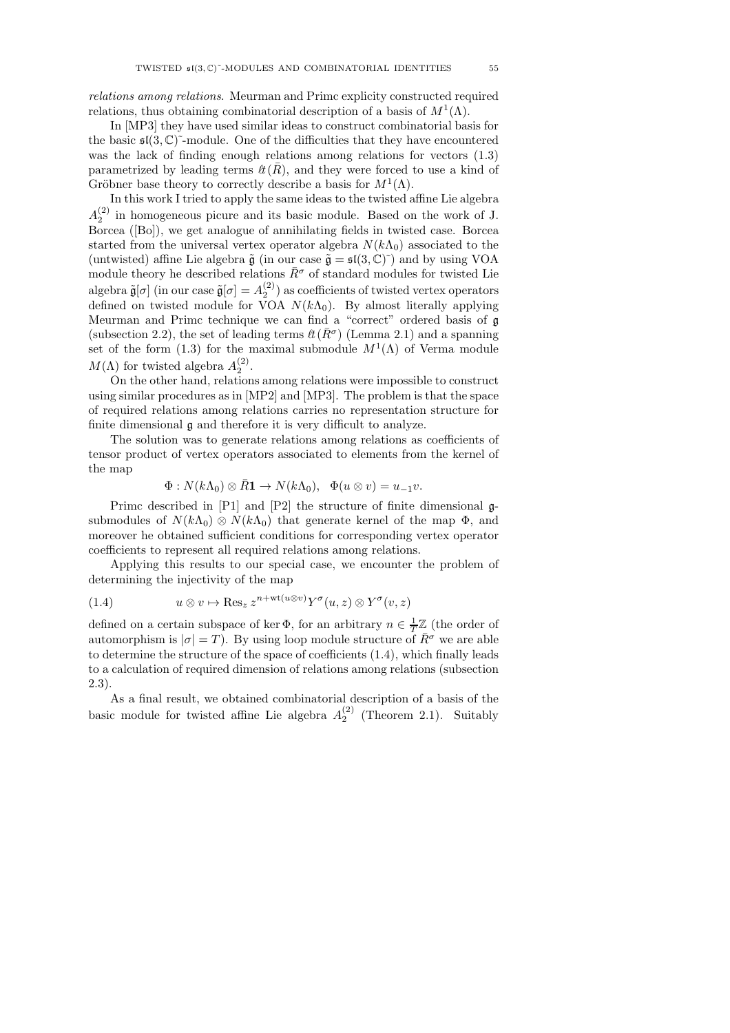*relations among relations*. Meurman and Primc explicity constructed required relations, thus obtaining combinatorial description of a basis of $M^1(\Lambda)$.

In [MP3] they have used similar ideas to construct combinatorial basis for the basic $\mathfrak{sl}(3,\mathbb{C})\tilde{}$-module. One of the difficulties that they have encountered was the lack of finding enough relations among relations for vectors (1.3) parametrized by leading terms $\ell t(\bar{R})$, and they were forced to use a kind of Gröbner base theory to correctly describe a basis for $M^1(\Lambda)$.

In this work I tried to apply the same ideas to the twisted affine Lie algebra $A_2^{(2)}$ in homogeneous picure and its basic module. Based on the work of J. Borcea ([Bo]), we get analogue of annihilating fields in twisted case. Borcea started from the universal vertex operator algebra $N(k\Lambda_0)$ associated to the (untwisted) affine Lie algebra $\tilde{\mathfrak{g}}$ (in our case $\tilde{\mathfrak{g}} = \mathfrak{sl}(3,\mathbb{C})\tilde{}$) and by using VOA module theory he described relations $\bar{R}^\sigma$ of standard modules for twisted Lie algebra $\tilde{\mathfrak{g}}[\sigma]$ (in our case $\tilde{\mathfrak{g}}[\sigma] = A_2^{(2)}$) as coefficients of twisted vertex operators defined on twisted module for VOA $N(k\Lambda_0)$. By almost literally applying Meurman and Primc technique we can find a "correct" ordered basis of $\mathfrak{g}$ (subsection 2.2), the set of leading terms $\ell t(\bar{R}^\sigma)$ (Lemma 2.1) and a spanning set of the form (1.3) for the maximal submodule $M^1(\Lambda)$ of Verma module $M(\Lambda)$ for twisted algebra $A_2^{(2)}$.

On the other hand, relations among relations were impossible to construct using similar procedures as in [MP2] and [MP3]. The problem is that the space of required relations among relations carries no representation structure for finite dimensional $\mathfrak{g}$ and therefore it is very difficult to analyze.

The solution was to generate relations among relations as coefficients of tensor product of vertex operators associated to elements from the kernel of the map

$$\Phi : N(k\Lambda_0) \otimes \bar{R}\mathbf{1} \to N(k\Lambda_0), \quad \Phi(u \otimes v) = u_{-1}v.$$

Primc described in [P1] and [P2] the structure of finite dimensional $\mathfrak{g}$-submodules of $N(k\Lambda_0) \otimes N(k\Lambda_0)$ that generate kernel of the map $\Phi$, and moreover he obtained sufficient conditions for corresponding vertex operator coefficients to represent all required relations among relations.

Applying this results to our special case, we encounter the problem of determining the injectivity of the map

$$u \otimes v \mapsto \operatorname{Res}_z z^{n+\operatorname{wt}(u\otimes v)} Y^\sigma(u,z) \otimes Y^\sigma(v,z) \tag{1.4}$$

defined on a certain subspace of $\ker \Phi$, for an arbitrary $n \in \frac{1}{T}\mathbb{Z}$ (the order of automorphism is $|\sigma| = T$). By using loop module structure of $\bar{R}^\sigma$ we are able to determine the structure of the space of coefficients (1.4), which finally leads to a calculation of required dimension of relations among relations (subsection 2.3).

As a final result, we obtained combinatorial description of a basis of the basic module for twisted affine Lie algebra $A_2^{(2)}$ (Theorem 2.1). Suitably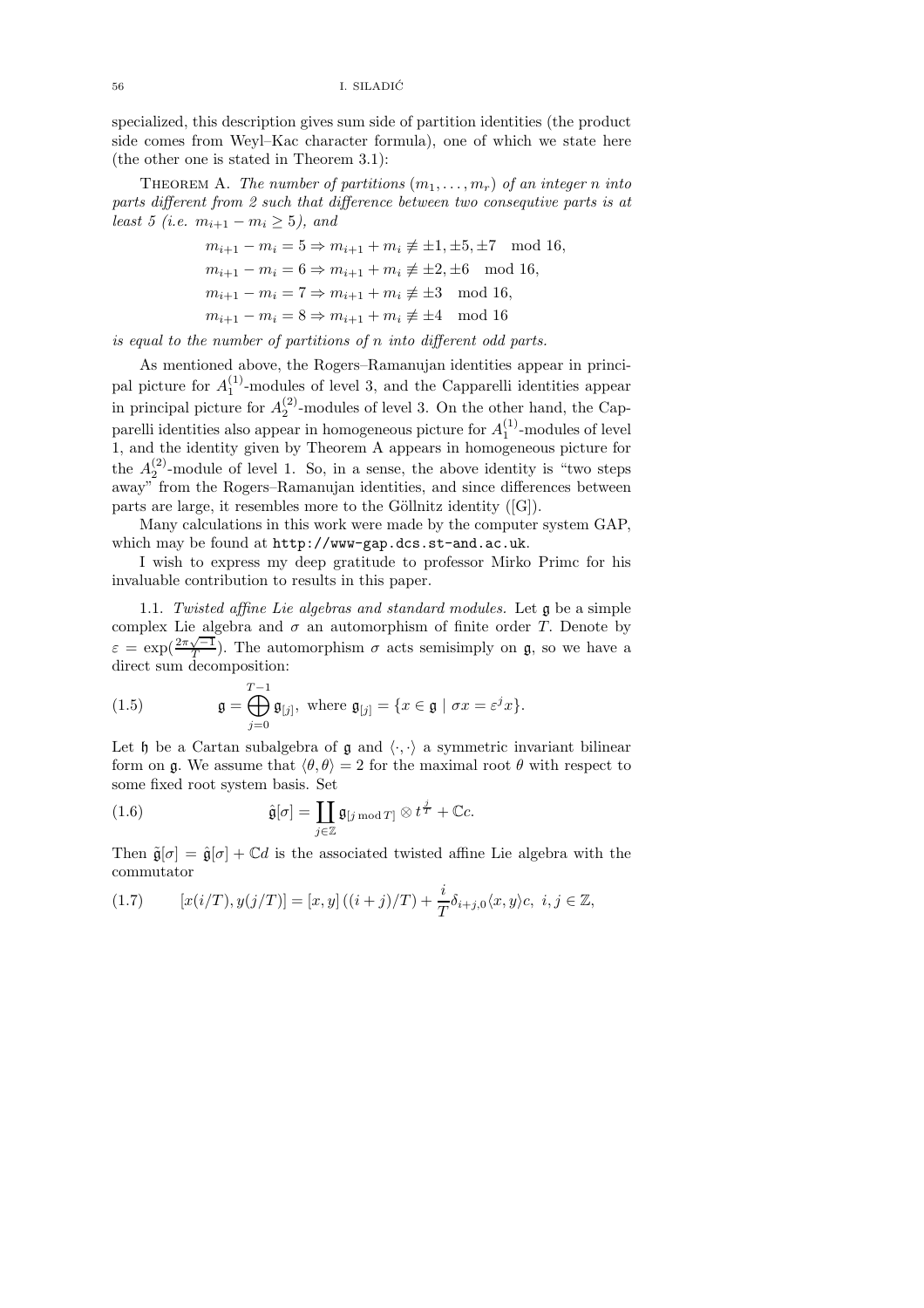specialized, this description gives sum side of partition identities (the product side comes from Weyl–Kac character formula), one of which we state here (the other one is stated in Theorem 3.1):

Theorem A. *The number of partitions $(m_1, \dots, m_r)$ of an integer $n$ into parts different from 2 such that difference between two consequtive parts is at least 5 (i.e. $m_{i+1} - m_i \geq 5$), and*

$$
\begin{aligned}
m_{i+1} - m_i = 5 &\Rightarrow m_{i+1} + m_i \not\equiv \pm 1, \pm 5, \pm 7 \mod 16,\\
m_{i+1} - m_i = 6 &\Rightarrow m_{i+1} + m_i \not\equiv \pm 2, \pm 6 \mod 16,\\
m_{i+1} - m_i = 7 &\Rightarrow m_{i+1} + m_i \not\equiv \pm 3 \mod 16,\\
m_{i+1} - m_i = 8 &\Rightarrow m_{i+1} + m_i \not\equiv \pm 4 \mod 16
\end{aligned}
$$

*is equal to the number of partitions of $n$ into different odd parts.*

As mentioned above, the Rogers–Ramanujan identities appear in principal picture for $A_1^{(1)}$-modules of level 3, and the Capparelli identities appear in principal picture for $A_2^{(2)}$-modules of level 3. On the other hand, the Capparelli identities also appear in homogeneous picture for $A_1^{(1)}$-modules of level 1, and the identity given by Theorem A appears in homogeneous picture for the $A_2^{(2)}$-module of level 1. So, in a sense, the above identity is "two steps away" from the Rogers–Ramanujan identities, and since differences between parts are large, it resembles more to the Göllnitz identity ([G]).

Many calculations in this work were made by the computer system GAP, which may be found at `http://www-gap.dcs.st-and.ac.uk`.

I wish to express my deep gratitude to professor Mirko Primc for his invaluable contribution to results in this paper.

1.1. *Twisted affine Lie algebras and standard modules.* Let $\mathfrak{g}$ be a simple complex Lie algebra and $\sigma$ an automorphism of finite order $T$. Denote by $\varepsilon = \exp(\frac{2\pi\sqrt{-1}}{T})$. The automorphism $\sigma$ acts semisimply on $\mathfrak{g}$, so we have a direct sum decomposition:

$$
\mathfrak{g} = \bigoplus_{j=0}^{T-1} \mathfrak{g}_{[j]}, \text{ where } \mathfrak{g}_{[j]} = \{x \in \mathfrak{g} \mid \sigma x = \varepsilon^j x\}. \tag{1.5}
$$

Let $\mathfrak{h}$ be a Cartan subalgebra of $\mathfrak{g}$ and $\langle \cdot, \cdot \rangle$ a symmetric invariant bilinear form on $\mathfrak{g}$. We assume that $\langle \theta, \theta \rangle = 2$ for the maximal root $\theta$ with respect to some fixed root system basis. Set

$$
\hat{\mathfrak{g}}[\sigma] = \coprod_{j \in \mathbb{Z}} \mathfrak{g}_{[j \bmod T]} \otimes t^{\frac{j}{T}} + \mathbb{C}c. \tag{1.6}
$$

Then $\tilde{\mathfrak{g}}[\sigma] = \hat{\mathfrak{g}}[\sigma] + \mathbb{C}d$ is the associated twisted affine Lie algebra with the commutator

$$
[x(i/T), y(j/T)] = [x, y]\,((i+j)/T) + \frac{i}{T}\delta_{i+j,0}\langle x, y\rangle c, \ i, j \in \mathbb{Z}, \tag{1.7}
$$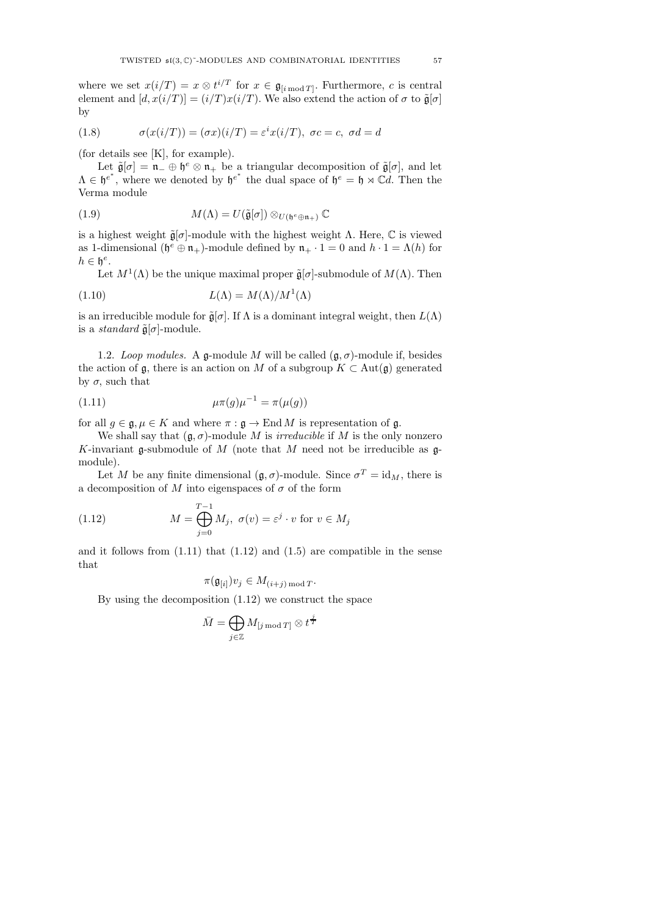where we set $x(i/T) = x \otimes t^{i/T}$ for $x \in \mathfrak{g}_{[i \bmod T]}$. Furthermore, $c$ is central element and $[d, x(i/T)] = (i/T)x(i/T)$. We also extend the action of $\sigma$ to $\tilde{\mathfrak{g}}[\sigma]$ by

$$\sigma(x(i/T)) = (\sigma x)(i/T) = \varepsilon^i x(i/T),\ \sigma c = c,\ \sigma d = d \tag{1.8}$$

(for details see [K], for example).

Let $\tilde{\mathfrak{g}}[\sigma] = \mathfrak{n}_- \oplus \mathfrak{h}^e \otimes \mathfrak{n}_+$ be a triangular decomposition of $\tilde{\mathfrak{g}}[\sigma]$, and let $\Lambda \in \mathfrak{h}^{e^*}$, where we denoted by $\mathfrak{h}^{e^*}$ the dual space of $\mathfrak{h}^e = \mathfrak{h} \rtimes \mathbb{C}d$. Then the Verma module

$$M(\Lambda) = U(\tilde{\mathfrak{g}}[\sigma]) \otimes_{U(\mathfrak{h}^e \oplus \mathfrak{n}_+)} \mathbb{C} \tag{1.9}$$

is a highest weight $\tilde{\mathfrak{g}}[\sigma]$-module with the highest weight $\Lambda$. Here, $\mathbb{C}$ is viewed as 1-dimensional $(\mathfrak{h}^e \oplus \mathfrak{n}_+)$-module defined by $\mathfrak{n}_+ \cdot 1 = 0$ and $h \cdot 1 = \Lambda(h)$ for $h \in \mathfrak{h}^e$.

Let $M^1(\Lambda)$ be the unique maximal proper $\tilde{\mathfrak{g}}[\sigma]$-submodule of $M(\Lambda)$. Then

$$L(\Lambda) = M(\Lambda)/M^1(\Lambda) \tag{1.10}$$

is an irreducible module for $\tilde{\mathfrak{g}}[\sigma]$. If $\Lambda$ is a dominant integral weight, then $L(\Lambda)$ is a *standard* $\tilde{\mathfrak{g}}[\sigma]$-module.

1.2. *Loop modules.* A $\mathfrak{g}$-module $M$ will be called $(\mathfrak{g}, \sigma)$-module if, besides the action of $\mathfrak{g}$, there is an action on $M$ of a subgroup $K \subset \mathrm{Aut}(\mathfrak{g})$ generated by $\sigma$, such that

$$\mu\pi(g)\mu^{-1} = \pi(\mu(g)) \tag{1.11}$$

for all $g \in \mathfrak{g}, \mu \in K$ and where $\pi : \mathfrak{g} \to \mathrm{End}\, M$ is representation of $\mathfrak{g}$.

We shall say that $(\mathfrak{g}, \sigma)$-module $M$ is *irreducible* if $M$ is the only nonzero $K$-invariant $\mathfrak{g}$-submodule of $M$ (note that $M$ need not be irreducible as $\mathfrak{g}$-module).

Let $M$ be any finite dimensional $(\mathfrak{g}, \sigma)$-module. Since $\sigma^T = \mathrm{id}_M$, there is a decomposition of $M$ into eigenspaces of $\sigma$ of the form

$$M = \bigoplus_{j=0}^{T-1} M_j,\ \sigma(v) = \varepsilon^j \cdot v \text{ for } v \in M_j \tag{1.12}$$

and it follows from (1.11) that (1.12) and (1.5) are compatible in the sense that

$$\pi(\mathfrak{g}_{[i]})v_j \in M_{(i+j) \bmod T}.$$

By using the decomposition (1.12) we construct the space

$$\bar{M} = \bigoplus_{j \in \mathbb{Z}} M_{[j \bmod T]} \otimes t^{\frac{j}{T}}$$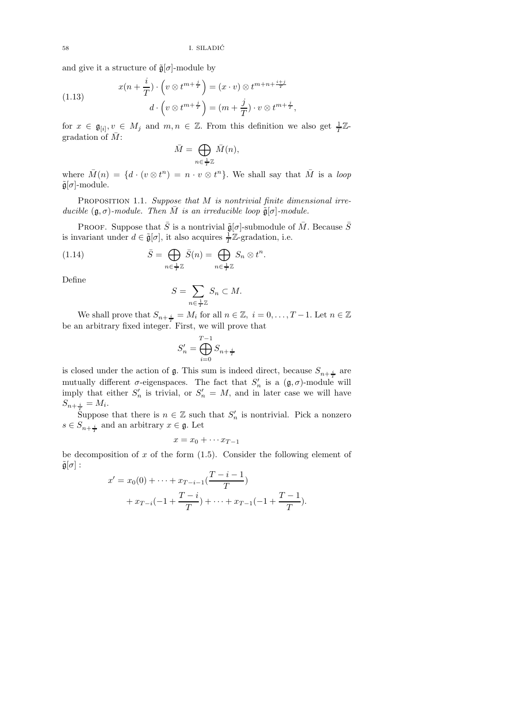and give it a structure of $\tilde{\mathfrak{g}}[\sigma]$-module by

$$
\begin{aligned}
x(n+\frac{i}{T})\cdot\left(v\otimes t^{m+\frac{j}{T}}\right) &= (x\cdot v)\otimes t^{m+n+\frac{i+j}{T}} \\
d\cdot\left(v\otimes t^{m+\frac{j}{T}}\right) &= (m+\frac{j}{T})\cdot v\otimes t^{m+\frac{j}{T}},
\end{aligned}
\tag{1.13}
$$

for $x\in\mathfrak{g}_{[i]}, v\in M_j$ and $m,n\in\mathbb{Z}$. From this definition we also get $\frac{1}{T}\mathbb{Z}$-gradation of $\bar{M}$:

$$
\bar{M}=\bigoplus_{n\in\frac{1}{T}\mathbb{Z}}\bar{M}(n),
$$

where $\bar{M}(n)=\{d\cdot(v\otimes t^n)=n\cdot v\otimes t^n\}$. We shall say that $\bar{M}$ is a *loop* $\tilde{\mathfrak{g}}[\sigma]$-module.

Proposition 1.1. *Suppose that $M$ is nontrivial finite dimensional irreducible $(\mathfrak{g},\sigma)$-module. Then $\bar{M}$ is an irreducible loop $\tilde{\mathfrak{g}}[\sigma]$-module.*

Proof. Suppose that $\bar{S}$ is a nontrivial $\tilde{\mathfrak{g}}[\sigma]$-submodule of $\bar{M}$. Because $\bar{S}$ is invariant under $d\in\tilde{\mathfrak{g}}[\sigma]$, it also acquires $\frac{1}{T}\mathbb{Z}$-gradation, i.e.

$$
\bar{S}=\bigoplus_{n\in\frac{1}{T}\mathbb{Z}}\bar{S}(n)=\bigoplus_{n\in\frac{1}{T}\mathbb{Z}}S_n\otimes t^n.
\tag{1.14}
$$

Define

$$
S=\sum_{n\in\frac{1}{T}\mathbb{Z}}S_n\subset M.
$$

We shall prove that $S_{n+\frac{i}{T}}=M_i$ for all $n\in\mathbb{Z},\ i=0,\dots,T-1$. Let $n\in\mathbb{Z}$ be an arbitrary fixed integer. First, we will prove that

$$
S_n'=\bigoplus_{i=0}^{T-1}S_{n+\frac{i}{T}}
$$

is closed under the action of $\mathfrak{g}$. This sum is indeed direct, because $S_{n+\frac{i}{T}}$ are mutually different $\sigma$-eigenspaces. The fact that $S_n'$ is a $(\mathfrak{g},\sigma)$-module will imply that either $S_n'$ is trivial, or $S_n'=M$, and in later case we will have $S_{n+\frac{i}{T}}=M_i$.

Suppose that there is $n\in\mathbb{Z}$ such that $S_n'$ is nontrivial. Pick a nonzero $s\in S_{n+\frac{i}{T}}$ and an arbitrary $x\in\mathfrak{g}$. Let

$$
x=x_0+\cdots x_{T-1}
$$

be decomposition of $x$ of the form (1.5). Consider the following element of $\tilde{\mathfrak{g}}[\sigma]$ :

$$
\begin{aligned}
x' = x_0(0)+\cdots+x_{T-i-1}(\frac{T-i-1}{T})& \\
+x_{T-i}(-1+\frac{T-i}{T})+\cdots+x_{T-1}(-1+\frac{T-1}{T}).&
\end{aligned}
$$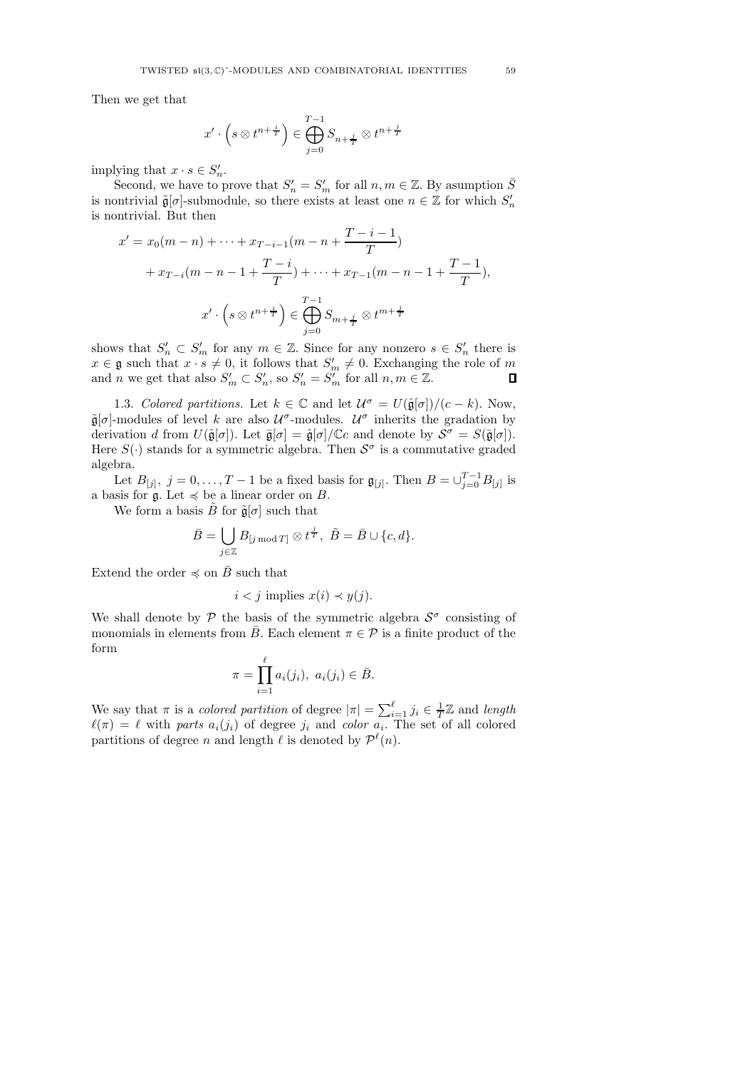Then we get that

$$x' \cdot \left(s \otimes t^{n+\frac{i}{T}}\right) \in \bigoplus_{j=0}^{T-1} S_{n+\frac{j}{T}} \otimes t^{n+\frac{j}{T}}$$

implying that $x \cdot s \in S'_n$.

Second, we have to prove that $S'_n = S'_m$ for all $n, m \in \mathbb{Z}$. By asumption $\bar{S}$ is nontrivial $\tilde{\mathfrak{g}}[\sigma]$-submodule, so there exists at least one $n \in \mathbb{Z}$ for which $S'_n$ is nontrivial. But then

$$\begin{aligned} x' = x_0(m-n) + \cdots + x_{T-i-1}(m-n+\frac{T-i-1}{T}) \\ + x_{T-i}(m-n-1+\frac{T-i}{T}) + \cdots + x_{T-1}(m-n-1+\frac{T-1}{T}), \end{aligned}$$

$$x' \cdot \left(s \otimes t^{n+\frac{i}{T}}\right) \in \bigoplus_{j=0}^{T-1} S_{m+\frac{j}{T}} \otimes t^{m+\frac{j}{T}}$$

shows that $S'_n \subset S'_m$ for any $m \in \mathbb{Z}$. Since for any nonzero $s \in S'_n$ there is $x \in \mathfrak{g}$ such that $x \cdot s \neq 0$, it follows that $S'_m \neq 0$. Exchanging the role of $m$ and $n$ we get that also $S'_m \subset S'_n$, so $S'_n = S'_m$ for all $n, m \in \mathbb{Z}$. ∎

1.3. *Colored partitions.* Let $k \in \mathbb{C}$ and let $\mathcal{U}^\sigma = U(\hat{\mathfrak{g}}[\sigma])/(c-k)$. Now, $\tilde{\mathfrak{g}}[\sigma]$-modules of level $k$ are also $\mathcal{U}^\sigma$-modules. $\mathcal{U}^\sigma$ inherits the gradation by derivation $d$ from $U(\hat{\mathfrak{g}}[\sigma])$. Let $\bar{\mathfrak{g}}[\sigma] = \hat{\mathfrak{g}}[\sigma]/\mathbb{C}c$ and denote by $\mathcal{S}^\sigma = S(\bar{\mathfrak{g}}[\sigma])$. Here $S(\cdot)$ stands for a symmetric algebra. Then $\mathcal{S}^\sigma$ is a commutative graded algebra.

Let $B_{[j]}, \ j = 0, \ldots, T-1$ be a fixed basis for $\mathfrak{g}_{[j]}$. Then $B = \cup_{j=0}^{T-1} B_{[j]}$ is a basis for $\mathfrak{g}$. Let $\preccurlyeq$ be a linear order on $B$.

We form a basis $\tilde{B}$ for $\tilde{\mathfrak{g}}[\sigma]$ such that

$$\bar{B} = \bigcup_{j \in \mathbb{Z}} B_{[j \bmod T]} \otimes t^{\frac{j}{T}}, \ \tilde{B} = \bar{B} \cup \{c, d\}.$$

Extend the order $\preccurlyeq$ on $\bar{B}$ such that

$$i < j \text{ implies } x(i) \prec y(j).$$

We shall denote by $\mathcal{P}$ the basis of the symmetric algebra $\mathcal{S}^\sigma$ consisting of monomials in elements from $\bar{B}$. Each element $\pi \in \mathcal{P}$ is a finite product of the form

$$\pi = \prod_{i=1}^{\ell} a_i(j_i), \ a_i(j_i) \in \bar{B}.$$

We say that $\pi$ is a *colored partition* of degree $|\pi| = \sum_{i=1}^{\ell} j_i \in \frac{1}{T}\mathbb{Z}$ and *length* $\ell(\pi) = \ell$ with *parts* $a_i(j_i)$ of degree $j_i$ and *color* $a_i$. The set of all colored partitions of degree $n$ and length $\ell$ is denoted by $\mathcal{P}^\ell(n)$.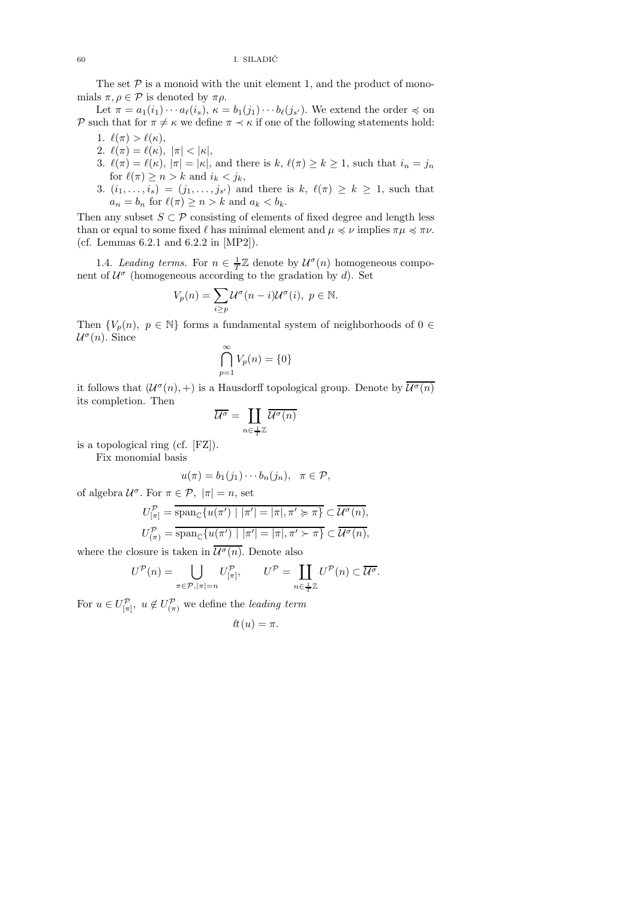The set $\mathcal{P}$ is a monoid with the unit element 1, and the product of monomials $\pi, \rho \in \mathcal{P}$ is denoted by $\pi\rho$.

Let $\pi = a_1(i_1)\cdots a_\ell(i_s)$, $\kappa = b_1(j_1)\cdots b_\ell(j_{s'})$. We extend the order $\preccurlyeq$ on $\mathcal{P}$ such that for $\pi \neq \kappa$ we define $\pi \prec \kappa$ if one of the following statements hold:

1. $\ell(\pi) > \ell(\kappa)$,
2. $\ell(\pi) = \ell(\kappa)$, $|\pi| < |\kappa|$,
3. $\ell(\pi) = \ell(\kappa)$, $|\pi| = |\kappa|$, and there is $k$, $\ell(\pi) \geq k \geq 1$, such that $i_n = j_n$ for $\ell(\pi) \geq n > k$ and $i_k < j_k$,
3. $(i_1, \ldots, i_s) = (j_1, \ldots, j_{s'})$ and there is $k$, $\ell(\pi) \geq k \geq 1$, such that $a_n = b_n$ for $\ell(\pi) \geq n > k$ and $a_k < b_k$.

Then any subset $S \subset \mathcal{P}$ consisting of elements of fixed degree and length less than or equal to some fixed $\ell$ has minimal element and $\mu \preccurlyeq \nu$ implies $\pi\mu \preccurlyeq \pi\nu$. (cf. Lemmas 6.2.1 and 6.2.2 in [MP2]).

1.4. *Leading terms.* For $n \in \frac{1}{T}\mathbb{Z}$ denote by $\mathcal{U}^\sigma(n)$ homogeneous component of $\mathcal{U}^\sigma$ (homogeneous according to the gradation by $d$). Set

$$V_p(n) = \sum_{i \geq p} \mathcal{U}^\sigma(n-i)\mathcal{U}^\sigma(i),\ p \in \mathbb{N}.$$

Then $\{V_p(n),\ p \in \mathbb{N}\}$ forms a fundamental system of neighborhoods of $0 \in \mathcal{U}^\sigma(n)$. Since

$$\bigcap_{p=1}^{\infty} V_p(n) = \{0\}$$

it follows that $(\mathcal{U}^\sigma(n), +)$ is a Hausdorff topological group. Denote by $\overline{\mathcal{U}^\sigma(n)}$ its completion. Then

$$\overline{\mathcal{U}^\sigma} = \coprod_{n \in \frac{1}{T}\mathbb{Z}} \overline{\mathcal{U}^\sigma(n)}$$

is a topological ring (cf. [FZ]).

Fix monomial basis

$$u(\pi) = b_1(j_1)\cdots b_n(j_n), \quad \pi \in \mathcal{P},$$

of algebra $\mathcal{U}^\sigma$. For $\pi \in \mathcal{P}$, $|\pi| = n$, set

$$U^{\mathcal{P}}_{[\pi]} = \overline{\operatorname{span}_{\mathbb{C}}\{u(\pi') \mid |\pi'| = |\pi|, \pi' \succcurlyeq \pi\}} \subset \overline{\mathcal{U}^\sigma(n)},$$

$$U^{\mathcal{P}}_{(\pi)} = \overline{\operatorname{span}_{\mathbb{C}}\{u(\pi') \mid |\pi'| = |\pi|, \pi' \succ \pi\}} \subset \overline{\mathcal{U}^\sigma(n)},$$

where the closure is taken in $\overline{\mathcal{U}^\sigma(n)}$. Denote also

$$U^{\mathcal{P}}(n) = \bigcup_{\pi \in \mathcal{P}, |\pi| = n} U^{\mathcal{P}}_{[\pi]}, \qquad U^{\mathcal{P}} = \coprod_{n \in \frac{1}{T}\mathbb{Z}} U^{\mathcal{P}}(n) \subset \overline{\mathcal{U}^\sigma}.$$

For $u \in U^{\mathcal{P}}_{[\pi]}$, $u \notin U^{\mathcal{P}}_{(\pi)}$ we define the *leading term*

$$\ell t(u) = \pi.$$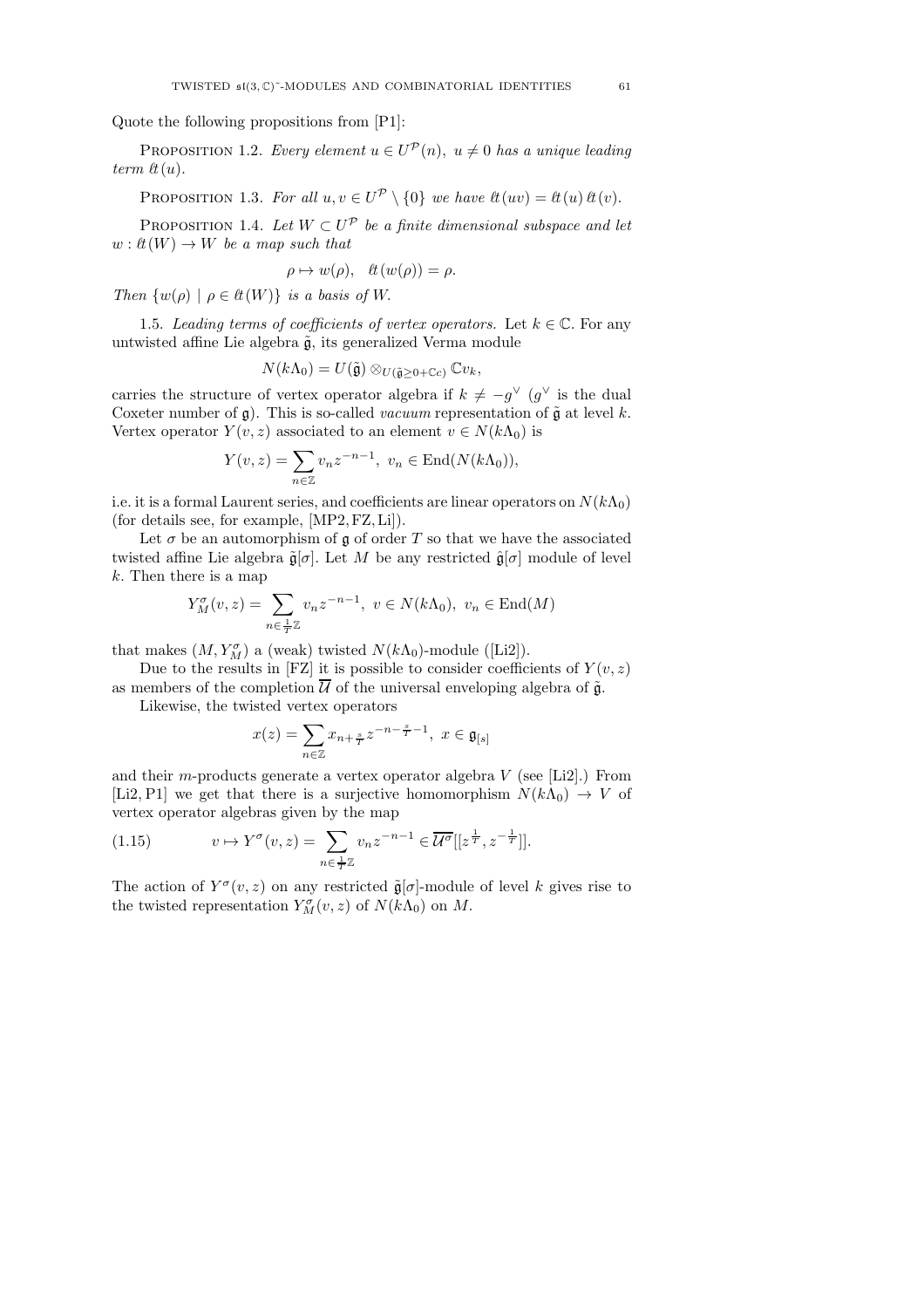Quote the following propositions from [P1]:

Proposition 1.2. *Every element $u \in U^{\mathcal{P}}(n),\ u \neq 0$ has a unique leading term $\ell t(u)$.*

Proposition 1.3. *For all $u, v \in U^{\mathcal{P}} \setminus \{0\}$ we have $\ell t(uv) = \ell t(u)\, \ell t(v)$.*

Proposition 1.4. *Let $W \subset U^{\mathcal{P}}$ be a finite dimensional subspace and let $w : \ell t(W) \to W$ be a map such that*

$$\rho \mapsto w(\rho), \quad \ell t(w(\rho)) = \rho.$$

*Then $\{w(\rho) \mid \rho \in \ell t(W)\}$ is a basis of $W$.*

1.5. *Leading terms of coefficients of vertex operators.* Let $k \in \mathbb{C}$. For any untwisted affine Lie algebra $\tilde{\mathfrak{g}}$, its generalized Verma module

$$N(k\Lambda_0) = U(\tilde{\mathfrak{g}}) \otimes_{U(\tilde{\mathfrak{g}}_{\geq 0} + \mathbb{C}c)} \mathbb{C}v_k,$$

carries the structure of vertex operator algebra if $k \neq -g^\vee$ ($g^\vee$ is the dual Coxeter number of $\mathfrak{g}$). This is so-called *vacuum* representation of $\tilde{\mathfrak{g}}$ at level $k$. Vertex operator $Y(v, z)$ associated to an element $v \in N(k\Lambda_0)$ is

$$Y(v, z) = \sum_{n \in \mathbb{Z}} v_n z^{-n-1}, \ v_n \in \mathrm{End}(N(k\Lambda_0)),$$

i.e. it is a formal Laurent series, and coefficients are linear operators on $N(k\Lambda_0)$ (for details see, for example, [MP2, FZ, Li]).

Let $\sigma$ be an automorphism of $\mathfrak{g}$ of order $T$ so that we have the associated twisted affine Lie algebra $\tilde{\mathfrak{g}}[\sigma]$. Let $M$ be any restricted $\hat{\mathfrak{g}}[\sigma]$ module of level $k$. Then there is a map

$$Y_M^\sigma(v, z) = \sum_{n \in \frac{1}{T}\mathbb{Z}} v_n z^{-n-1}, \ v \in N(k\Lambda_0), \ v_n \in \mathrm{End}(M)$$

that makes $(M, Y_M^\sigma)$ a (weak) twisted $N(k\Lambda_0)$-module ([Li2]).

Due to the results in [FZ] it is possible to consider coefficients of $Y(v, z)$ as members of the completion $\overline{\mathcal{U}}$ of the universal enveloping algebra of $\tilde{\mathfrak{g}}$.

Likewise, the twisted vertex operators

$$x(z) = \sum_{n \in \mathbb{Z}} x_{n+\frac{s}{T}} z^{-n-\frac{s}{T}-1}, \ x \in \mathfrak{g}_{[s]}$$

and their $m$-products generate a vertex operator algebra $V$ (see [Li2].) From [Li2, P1] we get that there is a surjective homomorphism $N(k\Lambda_0) \to V$ of vertex operator algebras given by the map

$$v \mapsto Y^\sigma(v, z) = \sum_{n \in \frac{1}{T}\mathbb{Z}} v_n z^{-n-1} \in \overline{\mathcal{U}^\sigma}[[z^{\frac{1}{T}}, z^{-\frac{1}{T}}]]. \tag{1.15}$$

The action of $Y^\sigma(v, z)$ on any restricted $\tilde{\mathfrak{g}}[\sigma]$-module of level $k$ gives rise to the twisted representation $Y_M^\sigma(v, z)$ of $N(k\Lambda_0)$ on $M$.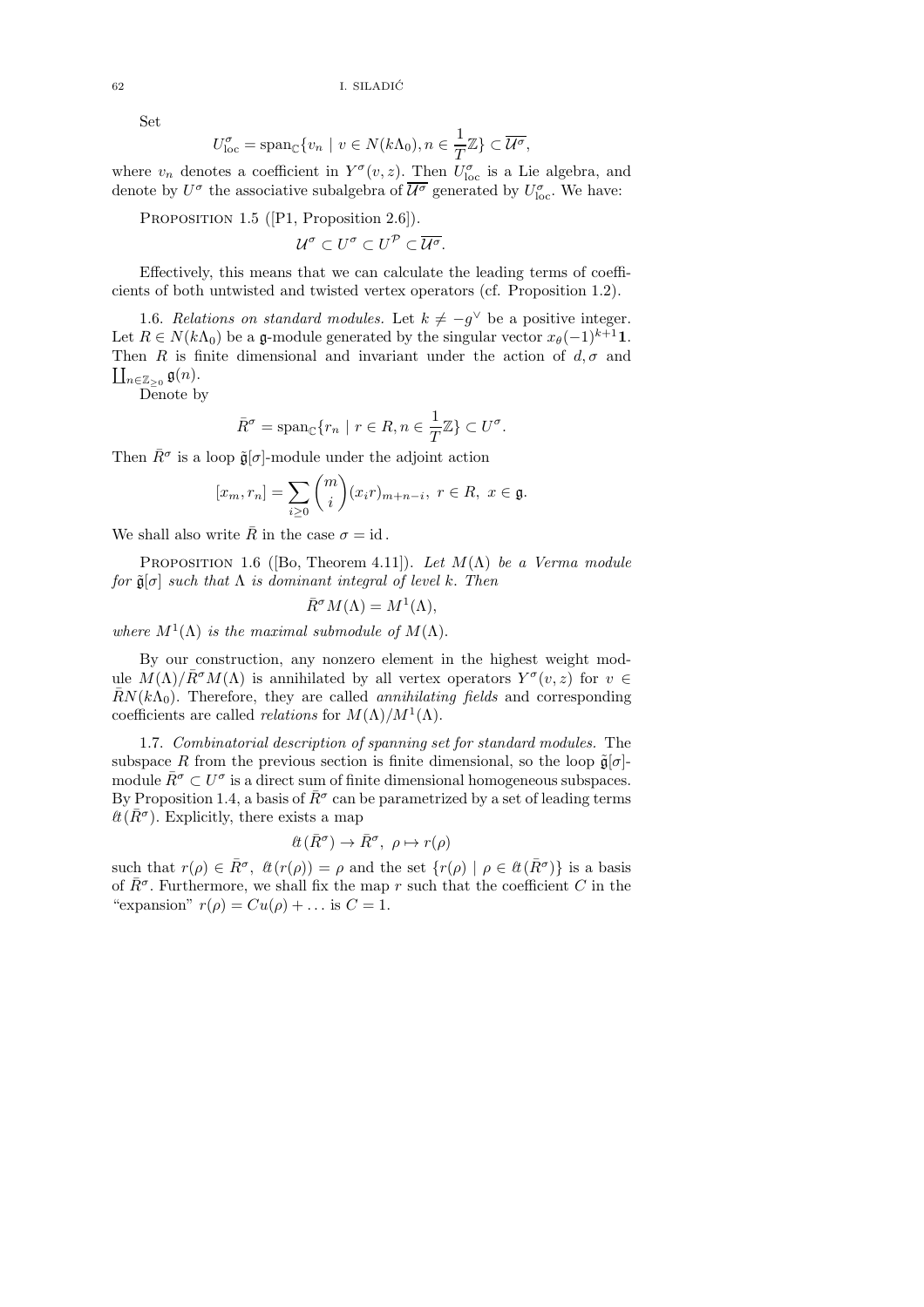Set

$$U^{\sigma}_{\text{loc}} = \text{span}_{\mathbb{C}}\{v_n \mid v \in N(k\Lambda_0), n \in \frac{1}{T}\mathbb{Z}\} \subset \overline{\mathcal{U}^{\sigma}},$$

where $v_n$ denotes a coefficient in $Y^{\sigma}(v,z)$. Then $U^{\sigma}_{\text{loc}}$ is a Lie algebra, and denote by $U^{\sigma}$ the associative subalgebra of $\overline{\mathcal{U}^{\sigma}}$ generated by $U^{\sigma}_{\text{loc}}$. We have:

PROPOSITION 1.5 ([P1, Proposition 2.6]).

$$\mathcal{U}^{\sigma} \subset U^{\sigma} \subset U^{\mathcal{P}} \subset \overline{\mathcal{U}^{\sigma}}.$$

Effectively, this means that we can calculate the leading terms of coefficients of both untwisted and twisted vertex operators (cf. Proposition 1.2).

1.6. *Relations on standard modules.* Let $k \neq -g^{\vee}$ be a positive integer. Let $R \in N(k\Lambda_0)$ be a $\mathfrak{g}$-module generated by the singular vector $x_{\theta}(-1)^{k+1}\mathbf{1}$. Then $R$ is finite dimensional and invariant under the action of $d, \sigma$ and $\coprod_{n \in \mathbb{Z}_{\geq 0}} \mathfrak{g}(n)$.

Denote by

$$\bar{R}^{\sigma} = \text{span}_{\mathbb{C}}\{r_n \mid r \in R, n \in \frac{1}{T}\mathbb{Z}\} \subset U^{\sigma}.$$

Then $\bar{R}^{\sigma}$ is a loop $\tilde{\mathfrak{g}}[\sigma]$-module under the adjoint action

$$[x_m, r_n] = \sum_{i \geq 0} \binom{m}{i} (x_i r)_{m+n-i}, \; r \in R, \; x \in \mathfrak{g}.$$

We shall also write $\bar{R}$ in the case $\sigma = \text{id}$.

PROPOSITION 1.6 ([Bo, Theorem 4.11]). *Let $M(\Lambda)$ be a Verma module for $\tilde{\mathfrak{g}}[\sigma]$ such that $\Lambda$ is dominant integral of level $k$. Then*

$$\bar{R}^{\sigma} M(\Lambda) = M^1(\Lambda),$$

*where $M^1(\Lambda)$ is the maximal submodule of $M(\Lambda)$.*

By our construction, any nonzero element in the highest weight module $M(\Lambda)/\bar{R}^{\sigma}M(\Lambda)$ is annihilated by all vertex operators $Y^{\sigma}(v,z)$ for $v \in \bar{R}N(k\Lambda_0)$. Therefore, they are called *annihilating fields* and corresponding coefficients are called *relations* for $M(\Lambda)/M^1(\Lambda)$.

1.7. *Combinatorial description of spanning set for standard modules.* The subspace $R$ from the previous section is finite dimensional, so the loop $\tilde{\mathfrak{g}}[\sigma]$-module $\bar{R}^{\sigma} \subset U^{\sigma}$ is a direct sum of finite dimensional homogeneous subspaces. By Proposition 1.4, a basis of $\bar{R}^{\sigma}$ can be parametrized by a set of leading terms $\ell t(\bar{R}^{\sigma})$. Explicitly, there exists a map

$$\ell t(\bar{R}^{\sigma}) \to \bar{R}^{\sigma}, \; \rho \mapsto r(\rho)$$

such that $r(\rho) \in \bar{R}^{\sigma}$, $\ell t(r(\rho)) = \rho$ and the set $\{r(\rho) \mid \rho \in \ell t(\bar{R}^{\sigma})\}$ is a basis of $\bar{R}^{\sigma}$. Furthermore, we shall fix the map $r$ such that the coefficient $C$ in the "expansion" $r(\rho) = Cu(\rho) + \ldots$ is $C = 1$.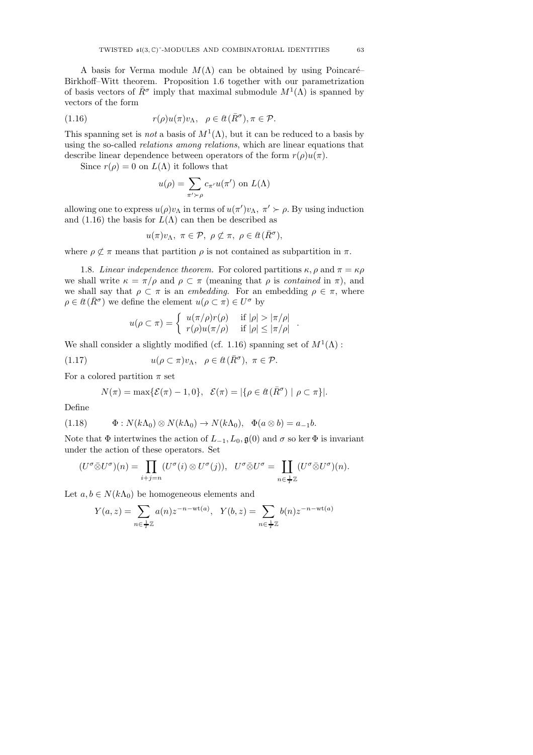A basis for Verma module $M(\Lambda)$ can be obtained by using Poincaré–Birkhoff–Witt theorem. Proposition 1.6 together with our parametrization of basis vectors of $\bar{R}^\sigma$ imply that maximal submodule $M^1(\Lambda)$ is spanned by vectors of the form

$$r(\rho)u(\pi)v_\Lambda, \quad \rho \in \ell t(\bar{R}^\sigma), \pi \in \mathcal{P}. \tag{1.16}$$

This spanning set is *not* a basis of $M^1(\Lambda)$, but it can be reduced to a basis by using the so-called *relations among relations*, which are linear equations that describe linear dependence between operators of the form $r(\rho)u(\pi)$.

Since $r(\rho) = 0$ on $L(\Lambda)$ it follows that

$$u(\rho) = \sum_{\pi' \succ \rho} c_{\pi'} u(\pi') \text{ on } L(\Lambda)$$

allowing one to express $u(\rho)v_\Lambda$ in terms of $u(\pi')v_\Lambda$, $\pi' \succ \rho$. By using induction and (1.16) the basis for $L(\Lambda)$ can then be described as

$$u(\pi)v_\Lambda, \ \pi \in \mathcal{P}, \ \rho \not\subset \pi, \ \rho \in \ell t(\bar{R}^\sigma),$$

where $\rho \not\subset \pi$ means that partition $\rho$ is not contained as subpartition in $\pi$.

1.8. *Linear independence theorem.* For colored partitions $\kappa, \rho$ and $\pi = \kappa\rho$ we shall write $\kappa = \pi/\rho$ and $\rho \subset \pi$ (meaning that $\rho$ is *contained* in $\pi$), and we shall say that $\rho \subset \pi$ is an *embedding*. For an embedding $\rho \in \pi$, where $\rho \in \ell t(\bar{R}^\sigma)$ we define the element $u(\rho \subset \pi) \in U^\sigma$ by

$$u(\rho \subset \pi) = \begin{cases} u(\pi/\rho)r(\rho) & \text{if } |\rho| > |\pi/\rho| \\ r(\rho)u(\pi/\rho) & \text{if } |\rho| \leq |\pi/\rho| \end{cases}.$$

We shall consider a slightly modified (cf. 1.16) spanning set of $M^1(\Lambda)$ :

$$u(\rho \subset \pi)v_\Lambda, \quad \rho \in \ell t(\bar{R}^\sigma), \ \pi \in \mathcal{P}. \tag{1.17}$$

For a colored partition $\pi$ set

$$N(\pi) = \max\{\mathcal{E}(\pi) - 1, 0\}, \quad \mathcal{E}(\pi) = |\{\rho \in \ell t(\bar{R}^\sigma) \mid \rho \subset \pi\}|.$$

Define

$$\Phi : N(k\Lambda_0) \otimes N(k\Lambda_0) \to N(k\Lambda_0), \quad \Phi(a \otimes b) = a_{-1}b. \tag{1.18}$$

Note that $\Phi$ intertwines the action of $L_{-1}, L_0, \mathfrak{g}(0)$ and $\sigma$ so $\ker \Phi$ is invariant under the action of these operators. Set

$$(U^\sigma \bar{\otimes} U^\sigma)(n) = \prod_{i+j=n} (U^\sigma(i) \otimes U^\sigma(j)), \quad U^\sigma \bar{\otimes} U^\sigma = \coprod_{n \in \frac{1}{T}\mathbb{Z}} (U^\sigma \bar{\otimes} U^\sigma)(n).$$

Let $a, b \in N(k\Lambda_0)$ be homogeneous elements and

$$Y(a, z) = \sum_{n \in \frac{1}{T}\mathbb{Z}} a(n) z^{-n-\mathrm{wt}(a)}, \quad Y(b, z) = \sum_{n \in \frac{1}{T}\mathbb{Z}} b(n) z^{-n-\mathrm{wt}(a)}$$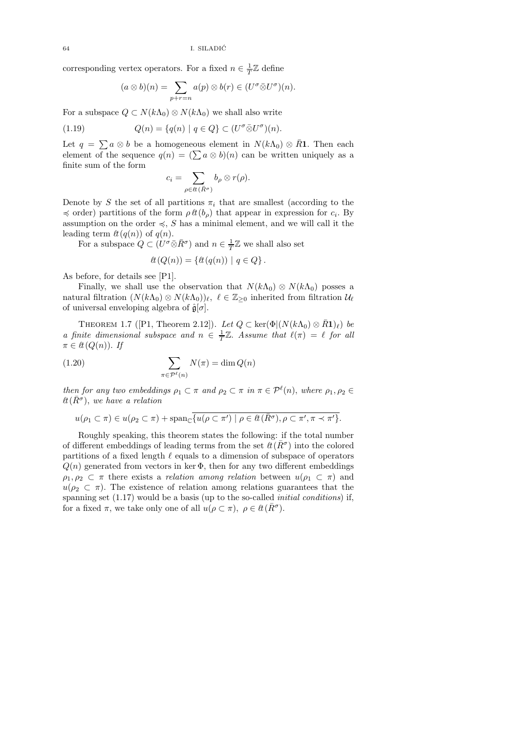corresponding vertex operators. For a fixed $n \in \frac{1}{T}\mathbb{Z}$ define

$$(a \otimes b)(n) = \sum_{p+r=n} a(p) \otimes b(r) \in (U^\sigma \bar{\otimes} U^\sigma)(n).$$

For a subspace $Q \subset N(k\Lambda_0) \otimes N(k\Lambda_0)$ we shall also write

$$Q(n) = \{q(n) \mid q \in Q\} \subset (U^\sigma \bar{\otimes} U^\sigma)(n). \tag{1.19}$$

Let $q = \sum a \otimes b$ be a homogeneous element in $N(k\Lambda_0) \otimes \bar{R}\mathbf{1}$. Then each element of the sequence $q(n) = (\sum a \otimes b)(n)$ can be written uniquely as a finite sum of the form

$$c_i = \sum_{\rho \in \ell t(\bar{R}^\sigma)} b_\rho \otimes r(\rho).$$

Denote by $S$ the set of all partitions $\pi_i$ that are smallest (according to the $\preccurlyeq$ order) partitions of the form $\rho\, \ell t(b_\rho)$ that appear in expression for $c_i$. By assumption on the order $\preccurlyeq$, $S$ has a minimal element, and we will call it the leading term $\ell t(q(n))$ of $q(n)$.

For a subspace $Q \subset (U^\sigma \bar{\otimes} \bar{R}^\sigma)$ and $n \in \frac{1}{T}\mathbb{Z}$ we shall also set

$$\ell t(Q(n)) = \{\ell t(q(n)) \mid q \in Q\}.$$

As before, for details see [P1].

Finally, we shall use the observation that $N(k\Lambda_0) \otimes N(k\Lambda_0)$ posses a natural filtration $(N(k\Lambda_0) \otimes N(k\Lambda_0))_\ell$, $\ell \in \mathbb{Z}_{\geq 0}$ inherited from filtration $\mathcal{U}_\ell$ of universal enveloping algebra of $\hat{\mathfrak{g}}[\sigma]$.

Theorem 1.7 ([P1, Theorem 2.12]). *Let $Q \subset \ker(\Phi|(N(k\Lambda_0) \otimes \bar{R}\mathbf{1})_\ell)$ be a finite dimensional subspace and $n \in \frac{1}{T}\mathbb{Z}$. Assume that $\ell(\pi) = \ell$ for all $\pi \in \ell t(Q(n))$. If*

$$\sum_{\pi \in \mathcal{P}^\ell(n)} N(\pi) = \dim Q(n) \tag{1.20}$$

*then for any two embeddings $\rho_1 \subset \pi$ and $\rho_2 \subset \pi$ in $\pi \in \mathcal{P}^\ell(n)$, where $\rho_1, \rho_2 \in \ell t(\bar{R}^\sigma)$, we have a relation*

$$u(\rho_1 \subset \pi) \in u(\rho_2 \subset \pi) + \operatorname{span}_{\mathbb{C}} \overline{\{u(\rho \subset \pi') \mid \rho \in \ell t(\bar{R}^\sigma), \rho \subset \pi', \pi \prec \pi'\}}.$$

Roughly speaking, this theorem states the following: if the total number of different embeddings of leading terms from the set $\ell t(\bar{R}^\sigma)$ into the colored partitions of a fixed length $\ell$ equals to a dimension of subspace of operators $Q(n)$ generated from vectors in $\ker\Phi$, then for any two different embeddings $\rho_1, \rho_2 \subset \pi$ there exists a *relation among relation* between $u(\rho_1 \subset \pi)$ and $u(\rho_2 \subset \pi)$. The existence of relation among relations guarantees that the spanning set (1.17) would be a basis (up to the so-called *initial conditions*) if, for a fixed $\pi$, we take only one of all $u(\rho \subset \pi)$, $\rho \in \ell t(\bar{R}^\sigma)$.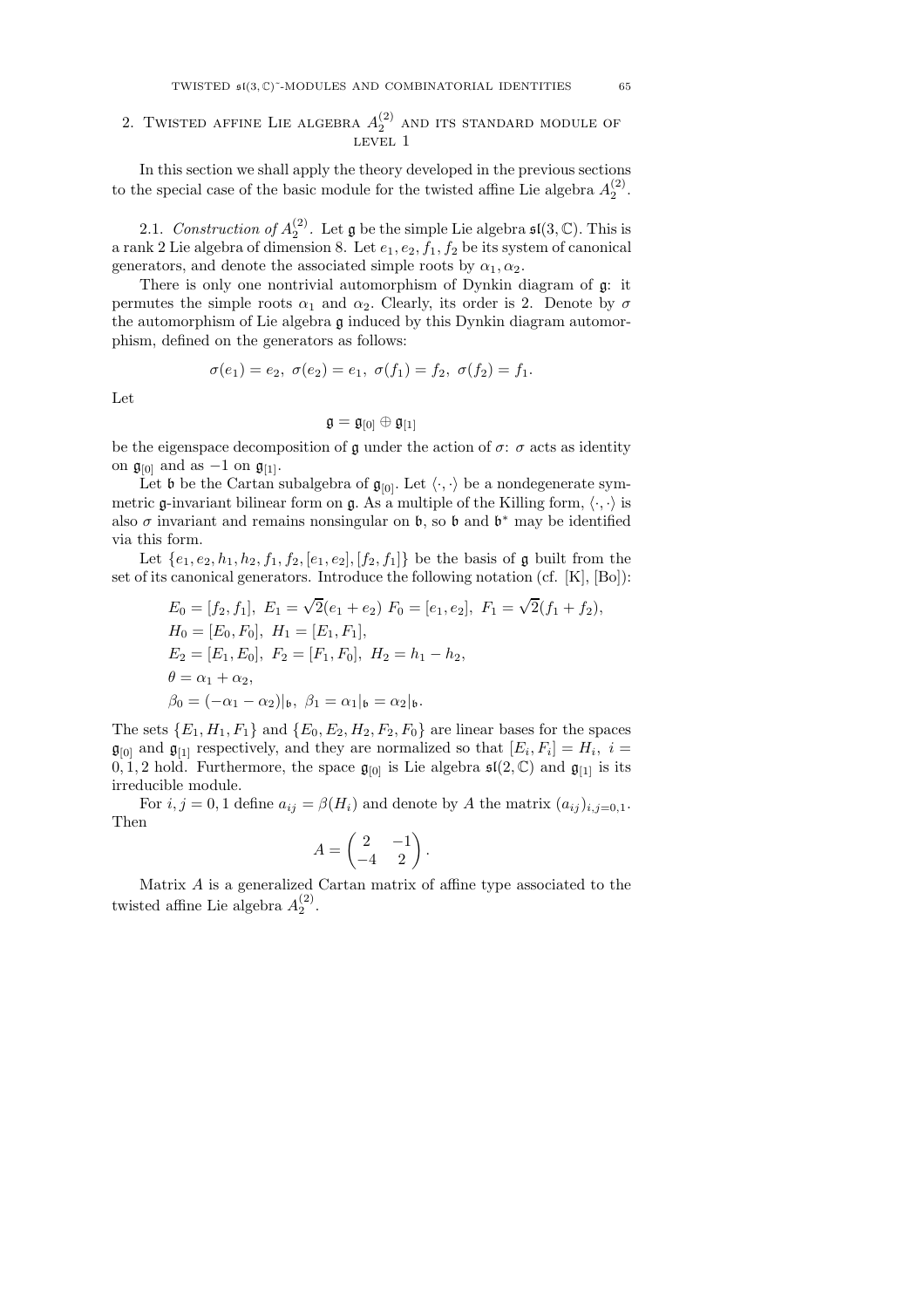## 2. Twisted affine Lie algebra $A_2^{(2)}$ and its standard module of level 1

In this section we shall apply the theory developed in the previous sections to the special case of the basic module for the twisted affine Lie algebra $A_2^{(2)}$.

2.1. *Construction of* $A_2^{(2)}$. Let $\mathfrak{g}$ be the simple Lie algebra $\mathfrak{sl}(3, \mathbb{C})$. This is a rank 2 Lie algebra of dimension 8. Let $e_1, e_2, f_1, f_2$ be its system of canonical generators, and denote the associated simple roots by $\alpha_1, \alpha_2$.

There is only one nontrivial automorphism of Dynkin diagram of $\mathfrak{g}$: it permutes the simple roots $\alpha_1$ and $\alpha_2$. Clearly, its order is 2. Denote by $\sigma$ the automorphism of Lie algebra $\mathfrak{g}$ induced by this Dynkin diagram automorphism, defined on the generators as follows:

$$\sigma(e_1) = e_2,\ \sigma(e_2) = e_1,\ \sigma(f_1) = f_2,\ \sigma(f_2) = f_1.$$

Let

$$\mathfrak{g} = \mathfrak{g}_{[0]} \oplus \mathfrak{g}_{[1]}$$

be the eigenspace decomposition of $\mathfrak{g}$ under the action of $\sigma$: $\sigma$ acts as identity on $\mathfrak{g}_{[0]}$ and as $-1$ on $\mathfrak{g}_{[1]}$.

Let $\mathfrak{b}$ be the Cartan subalgebra of $\mathfrak{g}_{[0]}$. Let $\langle \cdot, \cdot \rangle$ be a nondegenerate symmetric $\mathfrak{g}$-invariant bilinear form on $\mathfrak{g}$. As a multiple of the Killing form, $\langle \cdot, \cdot \rangle$ is also $\sigma$ invariant and remains nonsingular on $\mathfrak{b}$, so $\mathfrak{b}$ and $\mathfrak{b}^*$ may be identified via this form.

Let $\{e_1, e_2, h_1, h_2, f_1, f_2, [e_1, e_2], [f_2, f_1]\}$ be the basis of $\mathfrak{g}$ built from the set of its canonical generators. Introduce the following notation (cf. [K], [Bo]):

$$\begin{aligned}
&E_0 = [f_2, f_1],\ E_1 = \sqrt{2}(e_1 + e_2)\ F_0 = [e_1, e_2],\ F_1 = \sqrt{2}(f_1 + f_2),\\
&H_0 = [E_0, F_0],\ H_1 = [E_1, F_1],\\
&E_2 = [E_1, E_0],\ F_2 = [F_1, F_0],\ H_2 = h_1 - h_2,\\
&\theta = \alpha_1 + \alpha_2,\\
&\beta_0 = (-\alpha_1 - \alpha_2)|_{\mathfrak{b}},\ \beta_1 = \alpha_1|_{\mathfrak{b}} = \alpha_2|_{\mathfrak{b}}.
\end{aligned}$$

The sets $\{E_1, H_1, F_1\}$ and $\{E_0, E_2, H_2, F_2, F_0\}$ are linear bases for the spaces $\mathfrak{g}_{[0]}$ and $\mathfrak{g}_{[1]}$ respectively, and they are normalized so that $[E_i, F_i] = H_i,\ i = 0, 1, 2$ hold. Furthermore, the space $\mathfrak{g}_{[0]}$ is Lie algebra $\mathfrak{sl}(2, \mathbb{C})$ and $\mathfrak{g}_{[1]}$ is its irreducible module.

For $i, j = 0, 1$ define $a_{ij} = \beta(H_i)$ and denote by $A$ the matrix $(a_{ij})_{i,j=0,1}$. Then

$$A = \begin{pmatrix} 2 & -1 \\ -4 & 2 \end{pmatrix}.$$

Matrix $A$ is a generalized Cartan matrix of affine type associated to the twisted affine Lie algebra $A_2^{(2)}$.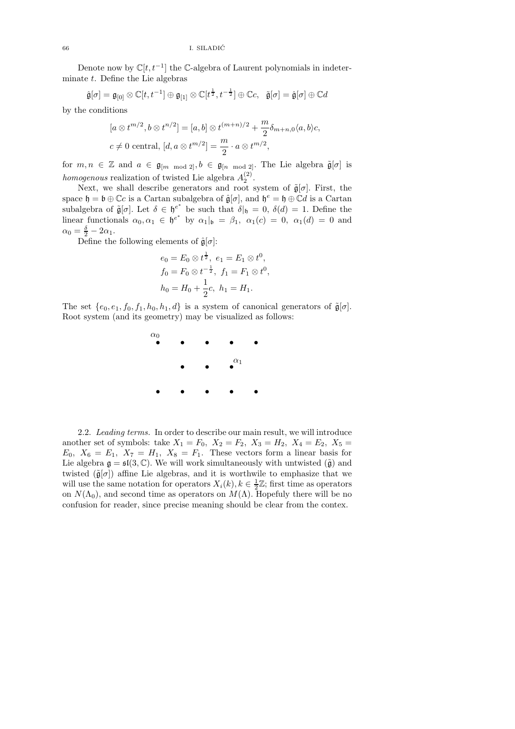Denote now by $\mathbb{C}[t, t^{-1}]$ the $\mathbb{C}$-algebra of Laurent polynomials in indeterminate $t$. Define the Lie algebras

$$\hat{\mathfrak{g}}[\sigma] = \mathfrak{g}_{[0]} \otimes \mathbb{C}[t, t^{-1}] \oplus \mathfrak{g}_{[1]} \otimes \mathbb{C}[t^{\frac{1}{2}}, t^{-\frac{1}{2}}] \oplus \mathbb{C}c, \quad \tilde{\mathfrak{g}}[\sigma] = \hat{\mathfrak{g}}[\sigma] \oplus \mathbb{C}d$$

by the conditions

$$[a \otimes t^{m/2}, b \otimes t^{n/2}] = [a, b] \otimes t^{(m+n)/2} + \frac{m}{2}\delta_{m+n,0}\langle a, b\rangle c,$$
$$c \neq 0 \text{ central}, \; [d, a \otimes t^{m/2}] = \frac{m}{2} \cdot a \otimes t^{m/2},$$

for $m, n \in \mathbb{Z}$ and $a \in \mathfrak{g}_{[m \mod 2]}, b \in \mathfrak{g}_{[n \mod 2]}$. The Lie algebra $\tilde{\mathfrak{g}}[\sigma]$ is *homogenous* realization of twisted Lie algebra $A_2^{(2)}$.

Next, we shall describe generators and root system of $\tilde{\mathfrak{g}}[\sigma]$. First, the space $\mathfrak{h} = \mathfrak{b} \oplus \mathbb{C}c$ is a Cartan subalgebra of $\hat{\mathfrak{g}}[\sigma]$, and $\mathfrak{h}^e = \mathfrak{h} \oplus \mathbb{C}d$ is a Cartan subalgebra of $\tilde{\mathfrak{g}}[\sigma]$. Let $\delta \in \mathfrak{h}^{e^*}$ be such that $\delta|_{\mathfrak{h}} = 0$, $\delta(d) = 1$. Define the linear functionals $\alpha_0, \alpha_1 \in \mathfrak{h}^{e^*}$ by $\alpha_1|_{\mathfrak{b}} = \beta_1$, $\alpha_1(c) = 0$, $\alpha_1(d) = 0$ and $\alpha_0 = \frac{\delta}{2} - 2\alpha_1$.

Define the following elements of $\hat{\mathfrak{g}}[\sigma]$:

$$e_0 = E_0 \otimes t^{\frac{1}{2}}, \; e_1 = E_1 \otimes t^0,$$
$$f_0 = F_0 \otimes t^{-\frac{1}{2}}, \; f_1 = F_1 \otimes t^0,$$
$$h_0 = H_0 + \frac{1}{2}c, \; h_1 = H_1.$$

The set $\{e_0, e_1, f_0, f_1, h_0, h_1, d\}$ is a system of canonical generators of $\tilde{\mathfrak{g}}[\sigma]$. Root system (and its geometry) may be visualized as follows:

```
α0
•     •     •     •     •

      •     •     •α1

•     •     •     •     •
```

2.2. *Leading terms.* In order to describe our main result, we will introduce another set of symbols: take $X_1 = F_0$, $X_2 = F_2$, $X_3 = H_2$, $X_4 = E_2$, $X_5 = E_0$, $X_6 = E_1$, $X_7 = H_1$, $X_8 = F_1$. These vectors form a linear basis for Lie algebra $\mathfrak{g} = \mathfrak{sl}(3, \mathbb{C})$. We will work simultaneously with untwisted ($\tilde{\mathfrak{g}}$) and twisted ($\tilde{\mathfrak{g}}[\sigma]$) affine Lie algebras, and it is worthwile to emphasize that we will use the same notation for operators $X_i(k), k \in \frac{1}{2}\mathbb{Z}$; first time as operators on $N(\Lambda_0)$, and second time as operators on $M(\Lambda)$. Hopefuly there will be no confusion for reader, since precise meaning should be clear from the contex.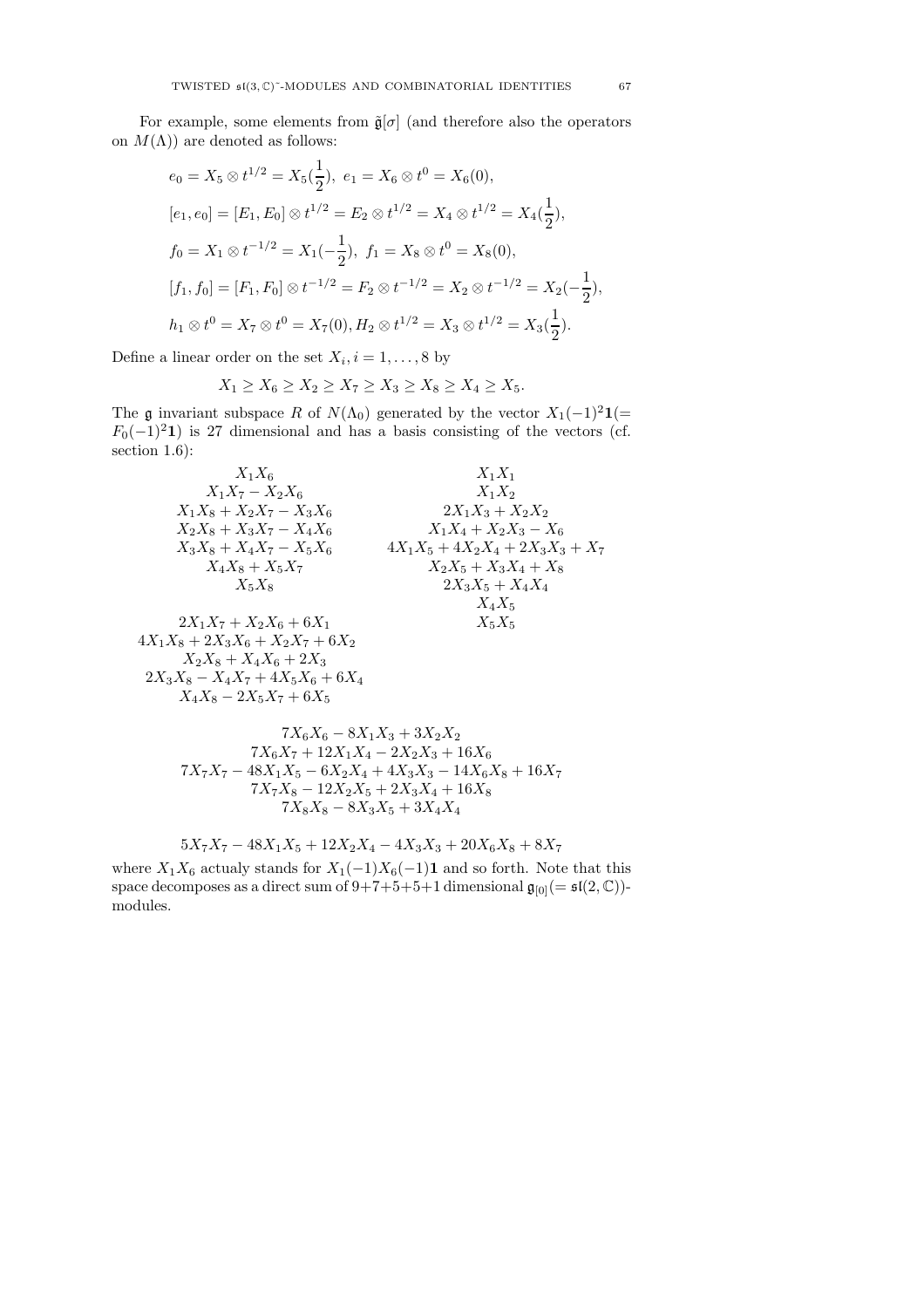For example, some elements from $\tilde{\mathfrak{g}}[\sigma]$ (and therefore also the operators on $M(\Lambda)$) are denoted as follows:

$$
\begin{aligned}
& e_0 = X_5 \otimes t^{1/2} = X_5(\frac{1}{2}),\ e_1 = X_6 \otimes t^0 = X_6(0), \\
& [e_1, e_0] = [E_1, E_0] \otimes t^{1/2} = E_2 \otimes t^{1/2} = X_4 \otimes t^{1/2} = X_4(\frac{1}{2}), \\
& f_0 = X_1 \otimes t^{-1/2} = X_1(-\frac{1}{2}),\ f_1 = X_8 \otimes t^0 = X_8(0), \\
& [f_1, f_0] = [F_1, F_0] \otimes t^{-1/2} = F_2 \otimes t^{-1/2} = X_2 \otimes t^{-1/2} = X_2(-\frac{1}{2}), \\
& h_1 \otimes t^0 = X_7 \otimes t^0 = X_7(0), H_2 \otimes t^{1/2} = X_3 \otimes t^{1/2} = X_3(\frac{1}{2}).
\end{aligned}
$$

Define a linear order on the set $X_i, i = 1, \ldots, 8$ by

$$
X_1 \geq X_6 \geq X_2 \geq X_7 \geq X_3 \geq X_8 \geq X_4 \geq X_5.
$$

The $\mathfrak{g}$ invariant subspace $R$ of $N(\Lambda_0)$ generated by the vector $X_1(-1)^2\mathbf{1}(= F_0(-1)^2\mathbf{1})$ is 27 dimensional and has a basis consisting of the vectors (cf. section 1.6):

$$
\begin{array}{cc}
X_1X_6 & X_1X_1 \\
X_1X_7 - X_2X_6 & X_1X_2 \\
X_1X_8 + X_2X_7 - X_3X_6 & 2X_1X_3 + X_2X_2 \\
X_2X_8 + X_3X_7 - X_4X_6 & X_1X_4 + X_2X_3 - X_6 \\
X_3X_8 + X_4X_7 - X_5X_6 & 4X_1X_5 + 4X_2X_4 + 2X_3X_3 + X_7 \\
X_4X_8 + X_5X_7 & X_2X_5 + X_3X_4 + X_8 \\
X_5X_8 & 2X_3X_5 + X_4X_4 \\
 & X_4X_5 \\
2X_1X_7 + X_2X_6 + 6X_1 & X_5X_5 \\
4X_1X_8 + 2X_3X_6 + X_2X_7 + 6X_2 & \\
X_2X_8 + X_4X_6 + 2X_3 & \\
2X_3X_8 - X_4X_7 + 4X_5X_6 + 6X_4 & \\
X_4X_8 - 2X_5X_7 + 6X_5 &
\end{array}
$$

$$
\begin{array}{c}
7X_6X_6 - 8X_1X_3 + 3X_2X_2 \\
7X_6X_7 + 12X_1X_4 - 2X_2X_3 + 16X_6 \\
7X_7X_7 - 48X_1X_5 - 6X_2X_4 + 4X_3X_3 - 14X_6X_8 + 16X_7 \\
7X_7X_8 - 12X_2X_5 + 2X_3X_4 + 16X_8 \\
7X_8X_8 - 8X_3X_5 + 3X_4X_4
\end{array}
$$

$$
5X_7X_7 - 48X_1X_5 + 12X_2X_4 - 4X_3X_3 + 20X_6X_8 + 8X_7
$$

where $X_1X_6$ actualy stands for $X_1(-1)X_6(-1)\mathbf{1}$ and so forth. Note that this space decomposes as a direct sum of 9+7+5+5+1 dimensional $\mathfrak{g}_{[0]}(= \mathfrak{sl}(2,\mathbb{C}))$-modules.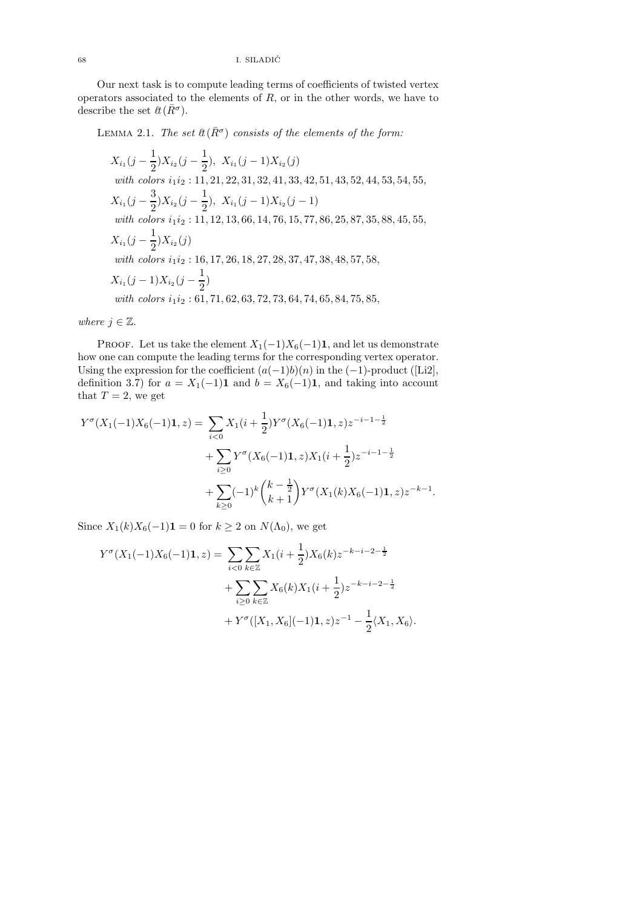Our next task is to compute leading terms of coefficients of twisted vertex operators associated to the elements of $R$, or in the other words, we have to describe the set $\ell t(\bar{R}^\sigma)$.

LEMMA 2.1. *The set $\ell t(\bar{R}^\sigma)$ consists of the elements of the form:*

$$X_{i_1}(j-\frac{1}{2})X_{i_2}(j-\frac{1}{2}),\ X_{i_1}(j-1)X_{i_2}(j)$$

*with colors* $i_1i_2 : 11, 21, 22, 31, 32, 41, 33, 42, 51, 43, 52, 44, 53, 54, 55,$

$$X_{i_1}(j-\frac{3}{2})X_{i_2}(j-\frac{1}{2}),\ X_{i_1}(j-1)X_{i_2}(j-1)$$

*with colors* $i_1i_2 : 11, 12, 13, 66, 14, 76, 15, 77, 86, 25, 87, 35, 88, 45, 55,$

$$X_{i_1}(j-\frac{1}{2})X_{i_2}(j)$$

*with colors* $i_1i_2 : 16, 17, 26, 18, 27, 28, 37, 47, 38, 48, 57, 58,$

$$X_{i_1}(j-1)X_{i_2}(j-\frac{1}{2})$$

*with colors* $i_1i_2 : 61, 71, 62, 63, 72, 73, 64, 74, 65, 84, 75, 85,$

*where $j \in \mathbb{Z}$.*

PROOF. Let us take the element $X_1(-1)X_6(-1)\mathbf{1}$, and let us demonstrate how one can compute the leading terms for the corresponding vertex operator. Using the expression for the coefficient $(a(-1)b)(n)$ in the $(-1)$-product ([Li2], definition 3.7) for $a = X_1(-1)\mathbf{1}$ and $b = X_6(-1)\mathbf{1}$, and taking into account that $T = 2$, we get

$$\begin{aligned}
Y^\sigma(X_1(-1)X_6(-1)\mathbf{1}, z) = & \sum_{i<0} X_1(i+\frac{1}{2})Y^\sigma(X_6(-1)\mathbf{1}, z)z^{-i-1-\frac{1}{2}} \\
& + \sum_{i\geq 0} Y^\sigma(X_6(-1)\mathbf{1}, z)X_1(i+\frac{1}{2})z^{-i-1-\frac{1}{2}} \\
& + \sum_{k\geq 0}(-1)^k\binom{k-\frac{1}{2}}{k+1}Y^\sigma(X_1(k)X_6(-1)\mathbf{1}, z)z^{-k-1}.
\end{aligned}$$

Since $X_1(k)X_6(-1)\mathbf{1} = 0$ for $k \geq 2$ on $N(\Lambda_0)$, we get

$$\begin{aligned}
Y^\sigma(X_1(-1)X_6(-1)\mathbf{1}, z) = & \sum_{i<0}\sum_{k\in\mathbb{Z}} X_1(i+\frac{1}{2})X_6(k)z^{-k-i-2-\frac{1}{2}} \\
& + \sum_{i\geq 0}\sum_{k\in\mathbb{Z}} X_6(k)X_1(i+\frac{1}{2})z^{-k-i-2-\frac{1}{2}} \\
& + Y^\sigma([X_1, X_6](-1)\mathbf{1}, z)z^{-1} - \frac{1}{2}\langle X_1, X_6\rangle.
\end{aligned}$$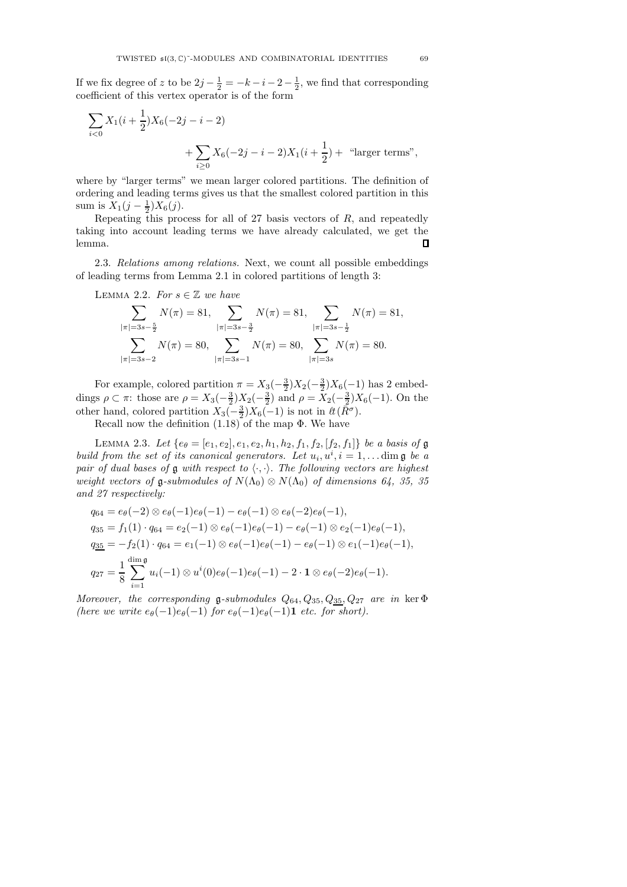If we fix degree of $z$ to be $2j - \frac{1}{2} = -k - i - 2 - \frac{1}{2}$, we find that corresponding coefficient of this vertex operator is of the form

$$\sum_{i<0} X_1(i+\frac{1}{2})X_6(-2j-i-2) + \sum_{i\geq 0} X_6(-2j-i-2)X_1(i+\frac{1}{2}) + \text{ "larger terms"},$$

where by "larger terms" we mean larger colored partitions. The definition of ordering and leading terms gives us that the smallest colored partition in this sum is $X_1(j-\frac{1}{2})X_6(j)$.

Repeating this process for all of 27 basis vectors of $R$, and repeatedly taking into account leading terms we have already calculated, we get the lemma. ∎

2.3. *Relations among relations.* Next, we count all possible embeddings of leading terms from Lemma 2.1 in colored partitions of length 3:

LEMMA 2.2. *For $s \in \mathbb{Z}$ we have*

$$\sum_{|\pi|=3s-\frac{5}{2}} N(\pi) = 81, \quad \sum_{|\pi|=3s-\frac{3}{2}} N(\pi) = 81, \quad \sum_{|\pi|=3s-\frac{1}{2}} N(\pi) = 81,$$

$$\sum_{|\pi|=3s-2} N(\pi) = 80, \quad \sum_{|\pi|=3s-1} N(\pi) = 80, \quad \sum_{|\pi|=3s} N(\pi) = 80.$$

For example, colored partition $\pi = X_3(-\frac{3}{2})X_2(-\frac{3}{2})X_6(-1)$ has 2 embeddings $\rho \subset \pi$: those are $\rho = X_3(-\frac{3}{2})X_2(-\frac{3}{2})$ and $\rho = X_2(-\frac{3}{2})X_6(-1)$. On the other hand, colored partition $X_3(-\frac{3}{2})X_6(-1)$ is not in $\ell t(\bar{R}^\sigma)$.

Recall now the definition (1.18) of the map $\Phi$. We have

LEMMA 2.3. *Let $\{e_\theta = [e_1, e_2], e_1, e_2, h_1, h_2, f_1, f_2, [f_2, f_1]\}$ be a basis of $\mathfrak{g}$ build from the set of its canonical generators. Let $u_i, u^i, i = 1, \ldots \dim \mathfrak{g}$ be a pair of dual bases of $\mathfrak{g}$ with respect to $\langle \cdot, \cdot \rangle$. The following vectors are highest weight vectors of $\mathfrak{g}$-submodules of $N(\Lambda_0) \otimes N(\Lambda_0)$ of dimensions 64, 35, 35 and 27 respectively:*

$$q_{64} = e_\theta(-2) \otimes e_\theta(-1)e_\theta(-1) - e_\theta(-1) \otimes e_\theta(-2)e_\theta(-1),$$

$$q_{35} = f_1(1) \cdot q_{64} = e_2(-1) \otimes e_\theta(-1)e_\theta(-1) - e_\theta(-1) \otimes e_2(-1)e_\theta(-1),$$

$$q_{\underline{35}} = -f_2(1) \cdot q_{64} = e_1(-1) \otimes e_\theta(-1)e_\theta(-1) - e_\theta(-1) \otimes e_1(-1)e_\theta(-1),$$

$$q_{27} = \frac{1}{8} \sum_{i=1}^{\dim \mathfrak{g}} u_i(-1) \otimes u^i(0)e_\theta(-1)e_\theta(-1) - 2 \cdot \mathbf{1} \otimes e_\theta(-2)e_\theta(-1).$$

*Moreover, the corresponding $\mathfrak{g}$-submodules $Q_{64}, Q_{35}, Q_{\underline{35}}, Q_{27}$ are in $\ker \Phi$ (here we write $e_\theta(-1)e_\theta(-1)$ for $e_\theta(-1)e_\theta(-1)\mathbf{1}$ etc. for short).*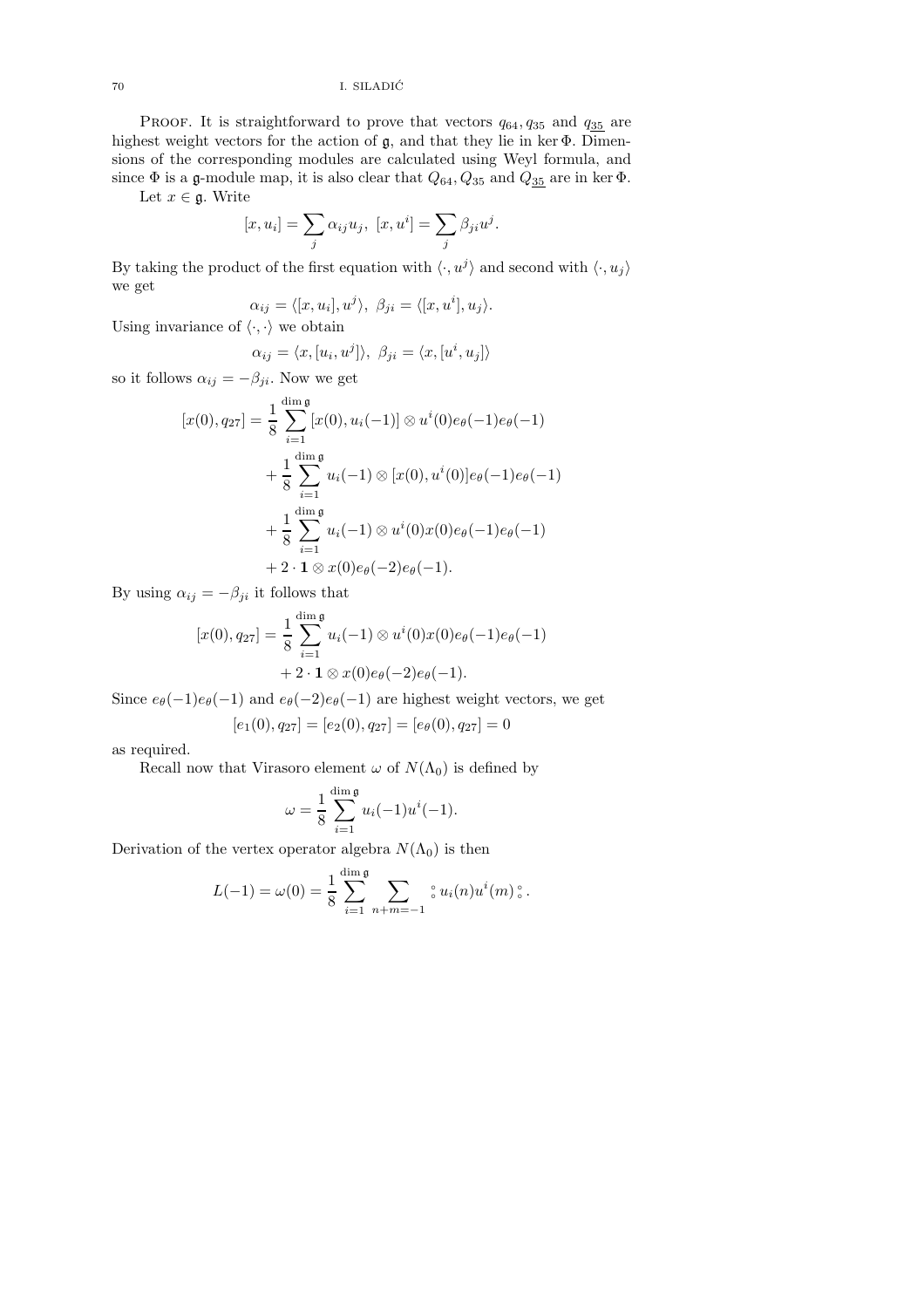Proof. It is straightforward to prove that vectors $q_{64}, q_{35}$ and $q_{\underline{35}}$ are highest weight vectors for the action of $\mathfrak{g}$, and that they lie in $\ker \Phi$. Dimensions of the corresponding modules are calculated using Weyl formula, and since $\Phi$ is a $\mathfrak{g}$-module map, it is also clear that $Q_{64}, Q_{35}$ and $Q_{\underline{35}}$ are in $\ker \Phi$.

Let $x \in \mathfrak{g}$. Write

$$[x, u_i] = \sum_j \alpha_{ij} u_j, \; [x, u^i] = \sum_j \beta_{ji} u^j.$$

By taking the product of the first equation with $\langle \cdot, u^j \rangle$ and second with $\langle \cdot, u_j \rangle$ we get

$$\alpha_{ij} = \langle [x, u_i], u^j \rangle, \; \beta_{ji} = \langle [x, u^i], u_j \rangle.$$

Using invariance of $\langle \cdot, \cdot \rangle$ we obtain

$$\alpha_{ij} = \langle x, [u_i, u^j] \rangle, \; \beta_{ji} = \langle x, [u^i, u_j] \rangle$$

so it follows $\alpha_{ij} = -\beta_{ji}$. Now we get

$$\begin{aligned}
[x(0), q_{27}] = & \frac{1}{8} \sum_{i=1}^{\dim \mathfrak{g}} [x(0), u_i(-1)] \otimes u^i(0) e_\theta(-1) e_\theta(-1) \\
& + \frac{1}{8} \sum_{i=1}^{\dim \mathfrak{g}} u_i(-1) \otimes [x(0), u^i(0)] e_\theta(-1) e_\theta(-1) \\
& + \frac{1}{8} \sum_{i=1}^{\dim \mathfrak{g}} u_i(-1) \otimes u^i(0) x(0) e_\theta(-1) e_\theta(-1) \\
& + 2 \cdot \mathbf{1} \otimes x(0) e_\theta(-2) e_\theta(-1).
\end{aligned}$$

By using $\alpha_{ij} = -\beta_{ji}$ it follows that

$$\begin{aligned}
[x(0), q_{27}] = & \frac{1}{8} \sum_{i=1}^{\dim \mathfrak{g}} u_i(-1) \otimes u^i(0) x(0) e_\theta(-1) e_\theta(-1) \\
& + 2 \cdot \mathbf{1} \otimes x(0) e_\theta(-2) e_\theta(-1).
\end{aligned}$$

Since $e_\theta(-1) e_\theta(-1)$ and $e_\theta(-2) e_\theta(-1)$ are highest weight vectors, we get

$$[e_1(0), q_{27}] = [e_2(0), q_{27}] = [e_\theta(0), q_{27}] = 0$$

as required.

Recall now that Virasoro element $\omega$ of $N(\Lambda_0)$ is defined by

$$\omega = \frac{1}{8} \sum_{i=1}^{\dim \mathfrak{g}} u_i(-1) u^i(-1).$$

Derivation of the vertex operator algebra $N(\Lambda_0)$ is then

$$L(-1) = \omega(0) = \frac{1}{8} \sum_{i=1}^{\dim \mathfrak{g}} \sum_{n+m=-1} {}^\circ_\circ \, u_i(n) u^i(m) \, {}^\circ_\circ \, .$$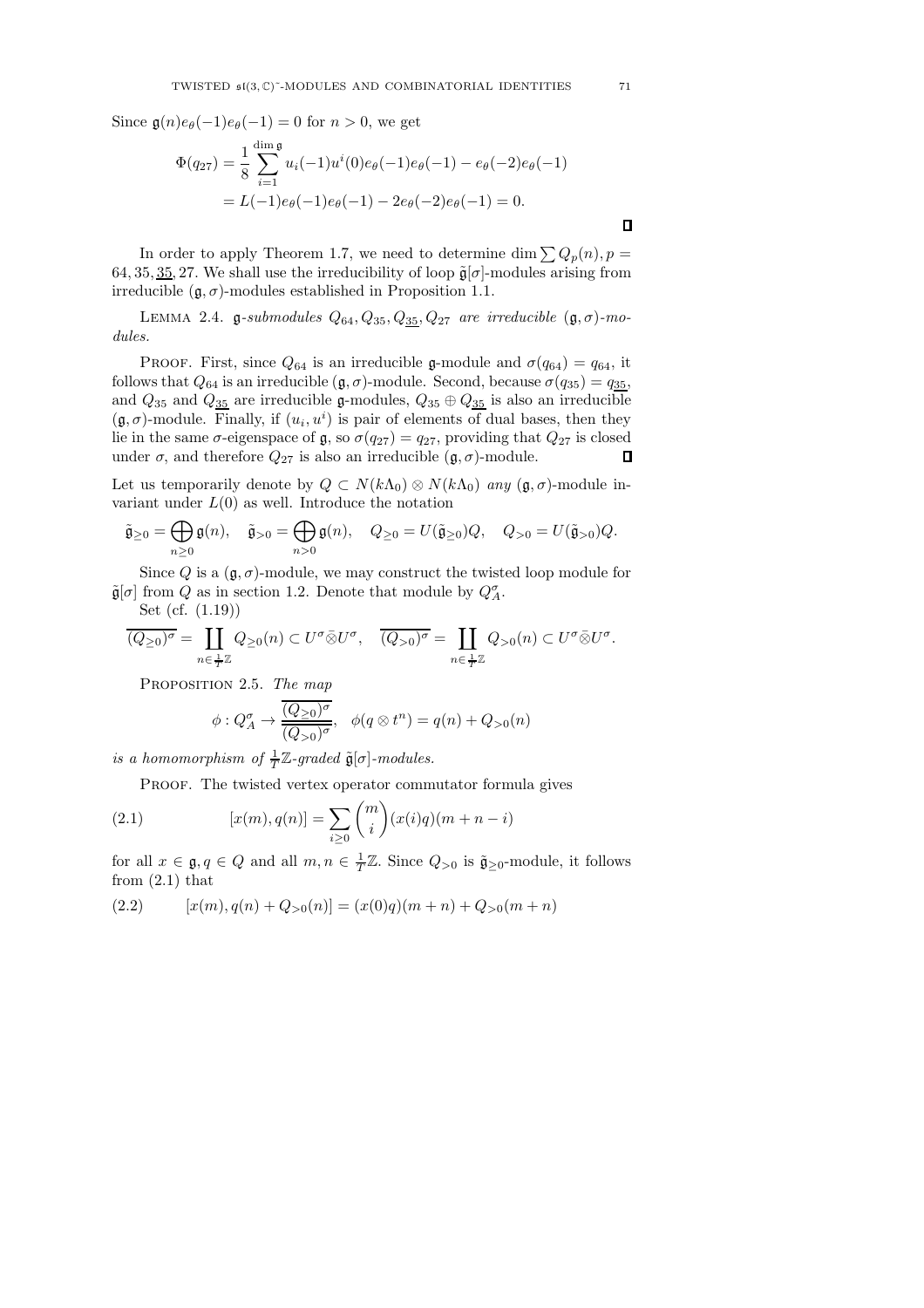Since $\mathfrak{g}(n)e_\theta(-1)e_\theta(-1) = 0$ for $n > 0$, we get

$$\begin{aligned}\Phi(q_{27}) &= \frac{1}{8}\sum_{i=1}^{\dim \mathfrak{g}} u_i(-1)u^i(0)e_\theta(-1)e_\theta(-1) - e_\theta(-2)e_\theta(-1) \\ &= L(-1)e_\theta(-1)e_\theta(-1) - 2e_\theta(-2)e_\theta(-1) = 0.\end{aligned}$$

□

In order to apply Theorem 1.7, we need to determine $\dim \sum Q_p(n), p = 64, 35, \underline{35}, 27$. We shall use the irreducibility of loop $\tilde{\mathfrak{g}}[\sigma]$-modules arising from irreducible $(\mathfrak{g},\sigma)$-modules established in Proposition 1.1.

Lemma 2.4. *$\mathfrak{g}$-submodules $Q_{64}, Q_{35}, Q_{\underline{35}}, Q_{27}$ are irreducible $(\mathfrak{g},\sigma)$-modules.*

Proof. First, since $Q_{64}$ is an irreducible $\mathfrak{g}$-module and $\sigma(q_{64}) = q_{64}$, it follows that $Q_{64}$ is an irreducible $(\mathfrak{g},\sigma)$-module. Second, because $\sigma(q_{35}) = q_{\underline{35}}$, and $Q_{35}$ and $Q_{\underline{35}}$ are irreducible $\mathfrak{g}$-modules, $Q_{35} \oplus Q_{\underline{35}}$ is also an irreducible $(\mathfrak{g},\sigma)$-module. Finally, if $(u_i, u^i)$ is pair of elements of dual bases, then they lie in the same $\sigma$-eigenspace of $\mathfrak{g}$, so $\sigma(q_{27}) = q_{27}$, providing that $Q_{27}$ is closed under $\sigma$, and therefore $Q_{27}$ is also an irreducible $(\mathfrak{g},\sigma)$-module. □

Let us temporarily denote by $Q \subset N(k\Lambda_0) \otimes N(k\Lambda_0)$ *any* $(\mathfrak{g},\sigma)$-module invariant under $L(0)$ as well. Introduce the notation

$$\tilde{\mathfrak{g}}_{\geq 0} = \bigoplus_{n\geq 0} \mathfrak{g}(n), \quad \tilde{\mathfrak{g}}_{>0} = \bigoplus_{n>0} \mathfrak{g}(n), \quad Q_{\geq 0} = U(\tilde{\mathfrak{g}}_{\geq 0})Q, \quad Q_{>0} = U(\tilde{\mathfrak{g}}_{>0})Q.$$

Since $Q$ is a $(\mathfrak{g},\sigma)$-module, we may construct the twisted loop module for $\tilde{\mathfrak{g}}[\sigma]$ from $Q$ as in section 1.2. Denote that module by $Q^\sigma_A$.

Set (cf. (1.19))

$$\overline{(Q_{\geq 0})^\sigma} = \coprod_{n\in\frac{1}{T}\mathbb{Z}} Q_{\geq 0}(n) \subset U^\sigma \bar{\otimes} U^\sigma, \quad \overline{(Q_{>0})^\sigma} = \coprod_{n\in\frac{1}{T}\mathbb{Z}} Q_{>0}(n) \subset U^\sigma \bar{\otimes} U^\sigma.$$

Proposition 2.5. *The map*

$$\phi : Q^\sigma_A \to \frac{\overline{(Q_{\geq 0})^\sigma}}{\overline{(Q_{>0})^\sigma}}, \quad \phi(q \otimes t^n) = q(n) + Q_{>0}(n)$$

*is a homomorphism of $\frac{1}{T}\mathbb{Z}$-graded $\tilde{\mathfrak{g}}[\sigma]$-modules.*

Proof. The twisted vertex operator commutator formula gives

$$[x(m), q(n)] = \sum_{i\geq 0} \binom{m}{i} (x(i)q)(m+n-i) \tag{2.1}$$

for all $x \in \mathfrak{g}, q \in Q$ and all $m, n \in \frac{1}{T}\mathbb{Z}$. Since $Q_{>0}$ is $\tilde{\mathfrak{g}}_{\geq 0}$-module, it follows from (2.1) that

$$[x(m), q(n) + Q_{>0}(n)] = (x(0)q)(m+n) + Q_{>0}(m+n) \tag{2.2}$$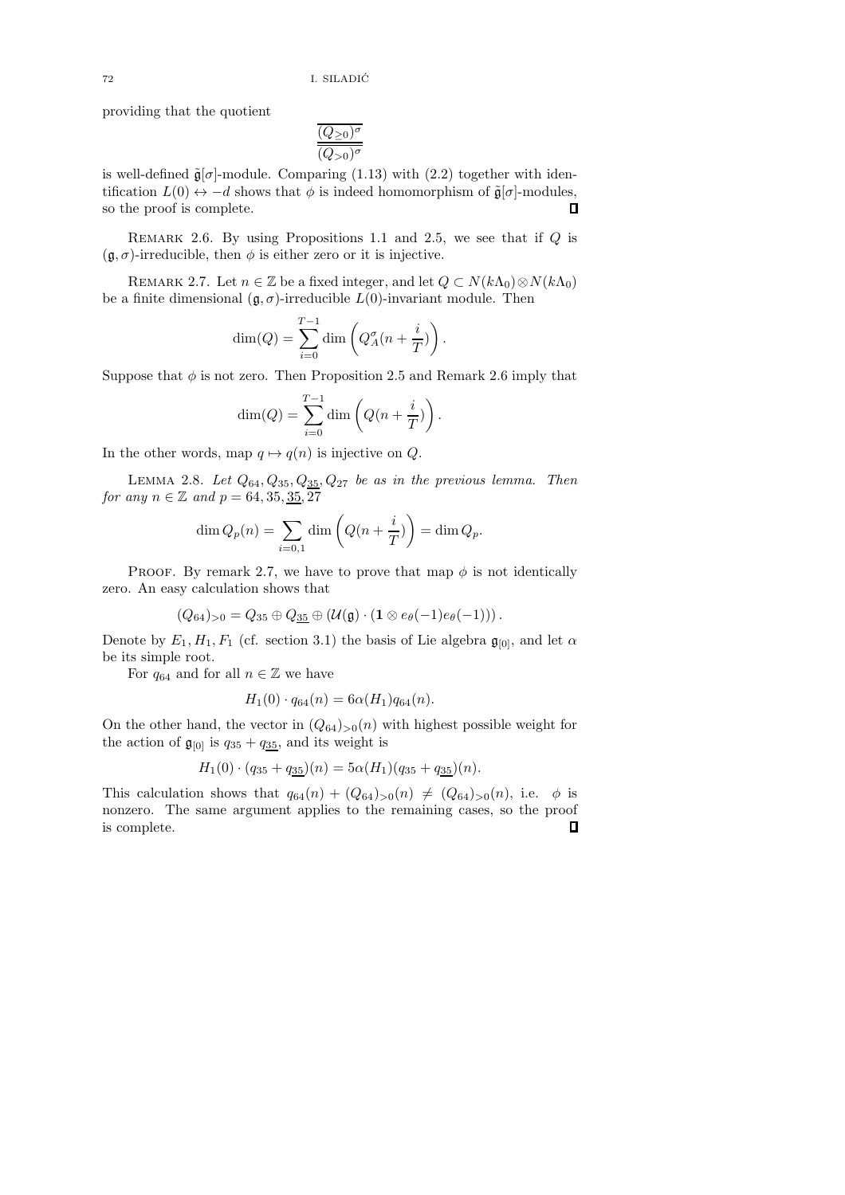providing that the quotient

$$\frac{\overline{(Q_{\geq 0})^{\sigma}}}{\overline{(Q_{>0})^{\sigma}}}$$

is well-defined $\tilde{\mathfrak{g}}[\sigma]$-module. Comparing (1.13) with (2.2) together with identification $L(0) \leftrightarrow -d$ shows that $\phi$ is indeed homomorphism of $\tilde{\mathfrak{g}}[\sigma]$-modules, so the proof is complete. ∎

REMARK 2.6. By using Propositions 1.1 and 2.5, we see that if $Q$ is $(\mathfrak{g}, \sigma)$-irreducible, then $\phi$ is either zero or it is injective.

REMARK 2.7. Let $n \in \mathbb{Z}$ be a fixed integer, and let $Q \subset N(k\Lambda_0) \otimes N(k\Lambda_0)$ be a finite dimensional $(\mathfrak{g}, \sigma)$-irreducible $L(0)$-invariant module. Then

$$\dim(Q) = \sum_{i=0}^{T-1} \dim\left(Q_A^{\sigma}(n + \frac{i}{T})\right).$$

Suppose that $\phi$ is not zero. Then Proposition 2.5 and Remark 2.6 imply that

$$\dim(Q) = \sum_{i=0}^{T-1} \dim\left(Q(n + \frac{i}{T})\right).$$

In the other words, map $q \mapsto q(n)$ is injective on $Q$.

LEMMA 2.8. *Let $Q_{64}, Q_{35}, Q_{\underline{35}}, Q_{27}$ be as in the previous lemma. Then for any $n \in \mathbb{Z}$ and $p = 64, 35, \underline{35}, 27$*

$$\dim Q_p(n) = \sum_{i=0,1} \dim\left(Q(n + \frac{i}{T})\right) = \dim Q_p.$$

PROOF. By remark 2.7, we have to prove that map $\phi$ is not identically zero. An easy calculation shows that

$$(Q_{64})_{>0} = Q_{35} \oplus Q_{\underline{35}} \oplus (\mathcal{U}(\mathfrak{g}) \cdot (\mathbf{1} \otimes e_{\theta}(-1)e_{\theta}(-1))).$$

Denote by $E_1, H_1, F_1$ (cf. section 3.1) the basis of Lie algebra $\mathfrak{g}_{[0]}$, and let $\alpha$ be its simple root.

For $q_{64}$ and for all $n \in \mathbb{Z}$ we have

$$H_1(0) \cdot q_{64}(n) = 6\alpha(H_1)q_{64}(n).$$

On the other hand, the vector in $(Q_{64})_{>0}(n)$ with highest possible weight for the action of $\mathfrak{g}_{[0]}$ is $q_{35} + q_{\underline{35}}$, and its weight is

$$H_1(0) \cdot (q_{35} + q_{\underline{35}})(n) = 5\alpha(H_1)(q_{35} + q_{\underline{35}})(n).$$

This calculation shows that $q_{64}(n) + (Q_{64})_{>0}(n) \neq (Q_{64})_{>0}(n)$, i.e. $\phi$ is nonzero. The same argument applies to the remaining cases, so the proof is complete. ∎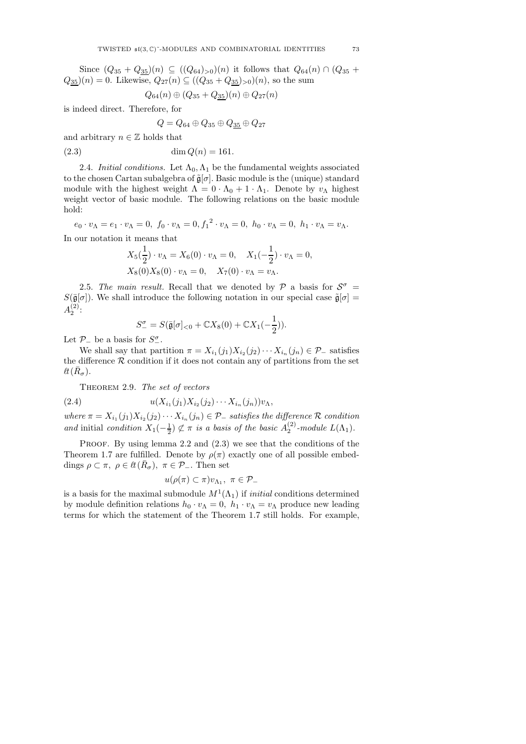Since $(Q_{35} + Q_{\underline{35}})(n) \subseteq ((Q_{64})_{>0})(n)$ it follows that $Q_{64}(n) \cap (Q_{35} + Q_{\underline{35}})(n) = 0$. Likewise, $Q_{27}(n) \subseteq ((Q_{35} + Q_{\underline{35}})_{>0})(n)$, so the sum

$$Q_{64}(n) \oplus (Q_{35} + Q_{\underline{35}})(n) \oplus Q_{27}(n)$$

is indeed direct. Therefore, for

$$Q = Q_{64} \oplus Q_{35} \oplus Q_{\underline{35}} \oplus Q_{27}$$

and arbitrary $n \in \mathbb{Z}$ holds that

$$\dim Q(n) = 161. \tag{2.3}$$

2.4. *Initial conditions.* Let $\Lambda_0, \Lambda_1$ be the fundamental weights associated to the chosen Cartan subalgebra of $\tilde{\mathfrak{g}}[\sigma]$. Basic module is the (unique) standard module with the highest weight $\Lambda = 0 \cdot \Lambda_0 + 1 \cdot \Lambda_1$. Denote by $v_\Lambda$ highest weight vector of basic module. The following relations on the basic module hold:

$$e_0 \cdot v_\Lambda = e_1 \cdot v_\Lambda = 0,\ f_0 \cdot v_\Lambda = 0, {f_1}^2 \cdot v_\Lambda = 0,\ h_0 \cdot v_\Lambda = 0,\ h_1 \cdot v_\Lambda = v_\Lambda.$$

In our notation it means that

$$X_5(\frac{1}{2}) \cdot v_\Lambda = X_6(0) \cdot v_\Lambda = 0, \quad X_1(-\frac{1}{2}) \cdot v_\Lambda = 0,$$
$$X_8(0)X_8(0) \cdot v_\Lambda = 0, \quad X_7(0) \cdot v_\Lambda = v_\Lambda.$$

2.5. *The main result.* Recall that we denoted by $\mathcal{P}$ a basis for $\mathcal{S}^\sigma = S(\bar{\mathfrak{g}}[\sigma])$. We shall introduce the following notation in our special case $\tilde{\mathfrak{g}}[\sigma] = A_2^{(2)}$:

$$S_-^\sigma = S(\bar{\mathfrak{g}}[\sigma]_{<0} + \mathbb{C}X_8(0) + \mathbb{C}X_1(-\frac{1}{2})).$$

Let $\mathcal{P}_-$ be a basis for $S_-^\sigma$.

We shall say that partition $\pi = X_{i_1}(j_1)X_{i_2}(j_2)\cdots X_{i_n}(j_n) \in \mathcal{P}_-$ satisfies the difference $\mathcal{R}$ condition if it does not contain any of partitions from the set $\ell t(\bar{R}_\sigma)$.

THEOREM 2.9. *The set of vectors*

$$u(X_{i_1}(j_1)X_{i_2}(j_2)\cdots X_{i_n}(j_n))v_\Lambda, \tag{2.4}$$

*where $\pi = X_{i_1}(j_1)X_{i_2}(j_2)\cdots X_{i_n}(j_n) \in \mathcal{P}_-$ satisfies the difference $\mathcal{R}$ condition and* initial *condition $X_1(-\frac{1}{2}) \not\subset \pi$ is a basis of the basic $A_2^{(2)}$-module $L(\Lambda_1)$.*

PROOF. By using lemma 2.2 and (2.3) we see that the conditions of the Theorem 1.7 are fulfilled. Denote by $\rho(\pi)$ exactly one of all possible embeddings $\rho \subset \pi,\ \rho \in \ell t(\bar{R}_\sigma),\ \pi \in \mathcal{P}_-$. Then set

$$u(\rho(\pi) \subset \pi)v_{\Lambda_1},\ \pi \in \mathcal{P}_-$$

is a basis for the maximal submodule $M^1(\Lambda_1)$ if *initial* conditions determined by module definition relations $h_0 \cdot v_\Lambda = 0,\ h_1 \cdot v_\Lambda = v_\Lambda$ produce new leading terms for which the statement of the Theorem 1.7 still holds. For example,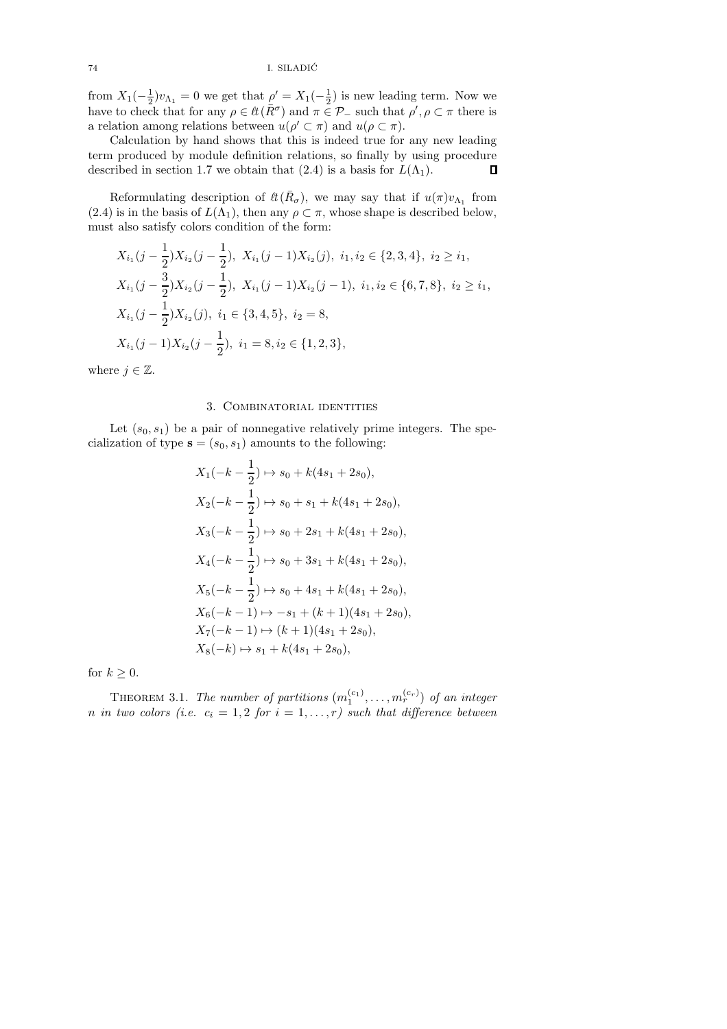from $X_1(-\frac{1}{2})v_{\Lambda_1} = 0$ we get that $\rho' = X_1(-\frac{1}{2})$ is new leading term. Now we have to check that for any $\rho \in \ell t(\bar{R}^\sigma)$ and $\pi \in \mathcal{P}_-$ such that $\rho', \rho \subset \pi$ there is a relation among relations between $u(\rho' \subset \pi)$ and $u(\rho \subset \pi)$.

Calculation by hand shows that this is indeed true for any new leading term produced by module definition relations, so finally by using procedure described in section 1.7 we obtain that (2.4) is a basis for $L(\Lambda_1)$. ∎

Reformulating description of $\ell t(\bar{R}_\sigma)$, we may say that if $u(\pi)v_{\Lambda_1}$ from (2.4) is in the basis of $L(\Lambda_1)$, then any $\rho \subset \pi$, whose shape is described below, must also satisfy colors condition of the form:

$$X_{i_1}(j-\frac{1}{2})X_{i_2}(j-\frac{1}{2}),\ X_{i_1}(j-1)X_{i_2}(j),\ i_1, i_2 \in \{2,3,4\},\ i_2 \geq i_1,$$

$$X_{i_1}(j-\frac{3}{2})X_{i_2}(j-\frac{1}{2}),\ X_{i_1}(j-1)X_{i_2}(j-1),\ i_1, i_2 \in \{6,7,8\},\ i_2 \geq i_1,$$

$$X_{i_1}(j-\frac{1}{2})X_{i_2}(j),\ i_1 \in \{3,4,5\},\ i_2 = 8,$$

$$X_{i_1}(j-1)X_{i_2}(j-\frac{1}{2}),\ i_1 = 8, i_2 \in \{1,2,3\},$$

where $j \in \mathbb{Z}$.

## 3. Combinatorial identities

Let $(s_0, s_1)$ be a pair of nonnegative relatively prime integers. The specialization of type $\mathbf{s} = (s_0, s_1)$ amounts to the following:

$$X_1(-k-\frac{1}{2}) \mapsto s_0 + k(4s_1 + 2s_0),$$

$$X_2(-k-\frac{1}{2}) \mapsto s_0 + s_1 + k(4s_1 + 2s_0),$$

$$X_3(-k-\frac{1}{2}) \mapsto s_0 + 2s_1 + k(4s_1 + 2s_0),$$

$$X_4(-k-\frac{1}{2}) \mapsto s_0 + 3s_1 + k(4s_1 + 2s_0),$$

$$X_5(-k-\frac{1}{2}) \mapsto s_0 + 4s_1 + k(4s_1 + 2s_0),$$

$$X_6(-k-1) \mapsto -s_1 + (k+1)(4s_1 + 2s_0),$$

$$X_7(-k-1) \mapsto (k+1)(4s_1 + 2s_0),$$

$$X_8(-k) \mapsto s_1 + k(4s_1 + 2s_0),$$

for $k \geq 0$.

Theorem 3.1. *The number of partitions $(m_1^{(c_1)}, \ldots, m_r^{(c_r)})$ of an integer $n$ in two colors (i.e. $c_i = 1, 2$ for $i = 1, \ldots, r$) such that difference between*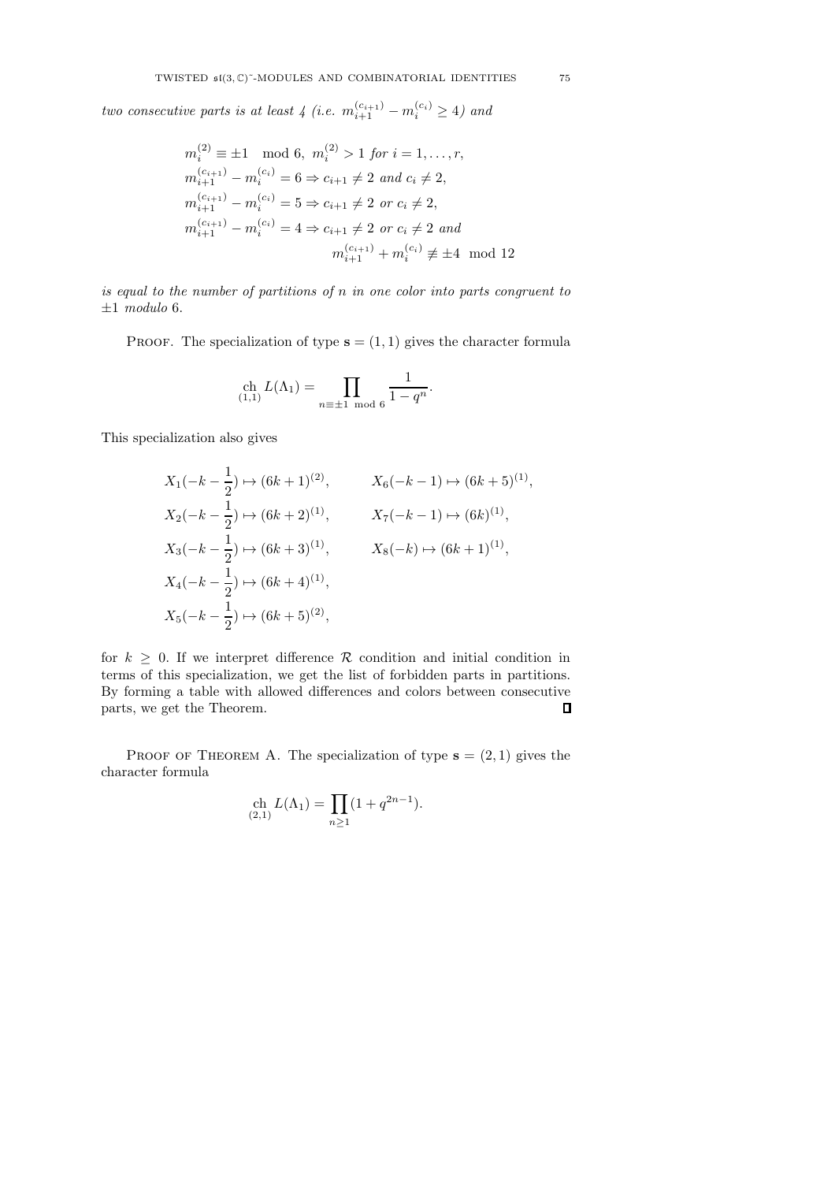*two consecutive parts is at least 4 (i.e. $m_{i+1}^{(c_{i+1})} - m_i^{(c_i)} \geq 4$) and*

$$
\begin{aligned}
&m_i^{(2)} \equiv \pm 1 \mod 6,\ m_i^{(2)} > 1 \text{ for } i = 1, \dots, r,\\
&m_{i+1}^{(c_{i+1})} - m_i^{(c_i)} = 6 \Rightarrow c_{i+1} \neq 2 \text{ and } c_i \neq 2,\\
&m_{i+1}^{(c_{i+1})} - m_i^{(c_i)} = 5 \Rightarrow c_{i+1} \neq 2 \text{ or } c_i \neq 2,\\
&m_{i+1}^{(c_{i+1})} - m_i^{(c_i)} = 4 \Rightarrow c_{i+1} \neq 2 \text{ or } c_i \neq 2 \text{ and}\\
&\qquad\qquad\qquad\qquad m_{i+1}^{(c_{i+1})} + m_i^{(c_i)} \not\equiv \pm 4 \mod 12
\end{aligned}
$$

*is equal to the number of partitions of $n$ in one color into parts congruent to $\pm 1$ modulo 6.*

Proof. The specialization of type $\mathbf{s} = (1, 1)$ gives the character formula

$$\operatorname*{ch}_{(1,1)} L(\Lambda_1) = \prod_{n \equiv \pm 1 \mod 6} \frac{1}{1 - q^n}.$$

This specialization also gives

$$
\begin{aligned}
&X_1(-k - \tfrac{1}{2}) \mapsto (6k+1)^{(2)}, && X_6(-k-1) \mapsto (6k+5)^{(1)},\\
&X_2(-k - \tfrac{1}{2}) \mapsto (6k+2)^{(1)}, && X_7(-k-1) \mapsto (6k)^{(1)},\\
&X_3(-k - \tfrac{1}{2}) \mapsto (6k+3)^{(1)}, && X_8(-k) \mapsto (6k+1)^{(1)},\\
&X_4(-k - \tfrac{1}{2}) \mapsto (6k+4)^{(1)}, &&\\
&X_5(-k - \tfrac{1}{2}) \mapsto (6k+5)^{(2)}, &&
\end{aligned}
$$

for $k \geq 0$. If we interpret difference $\mathcal{R}$ condition and initial condition in terms of this specialization, we get the list of forbidden parts in partitions. By forming a table with allowed differences and colors between consecutive parts, we get the Theorem. ∎

Proof of Theorem A. The specialization of type $\mathbf{s} = (2, 1)$ gives the character formula

$$\operatorname*{ch}_{(2,1)} L(\Lambda_1) = \prod_{n \geq 1} (1 + q^{2n-1}).$$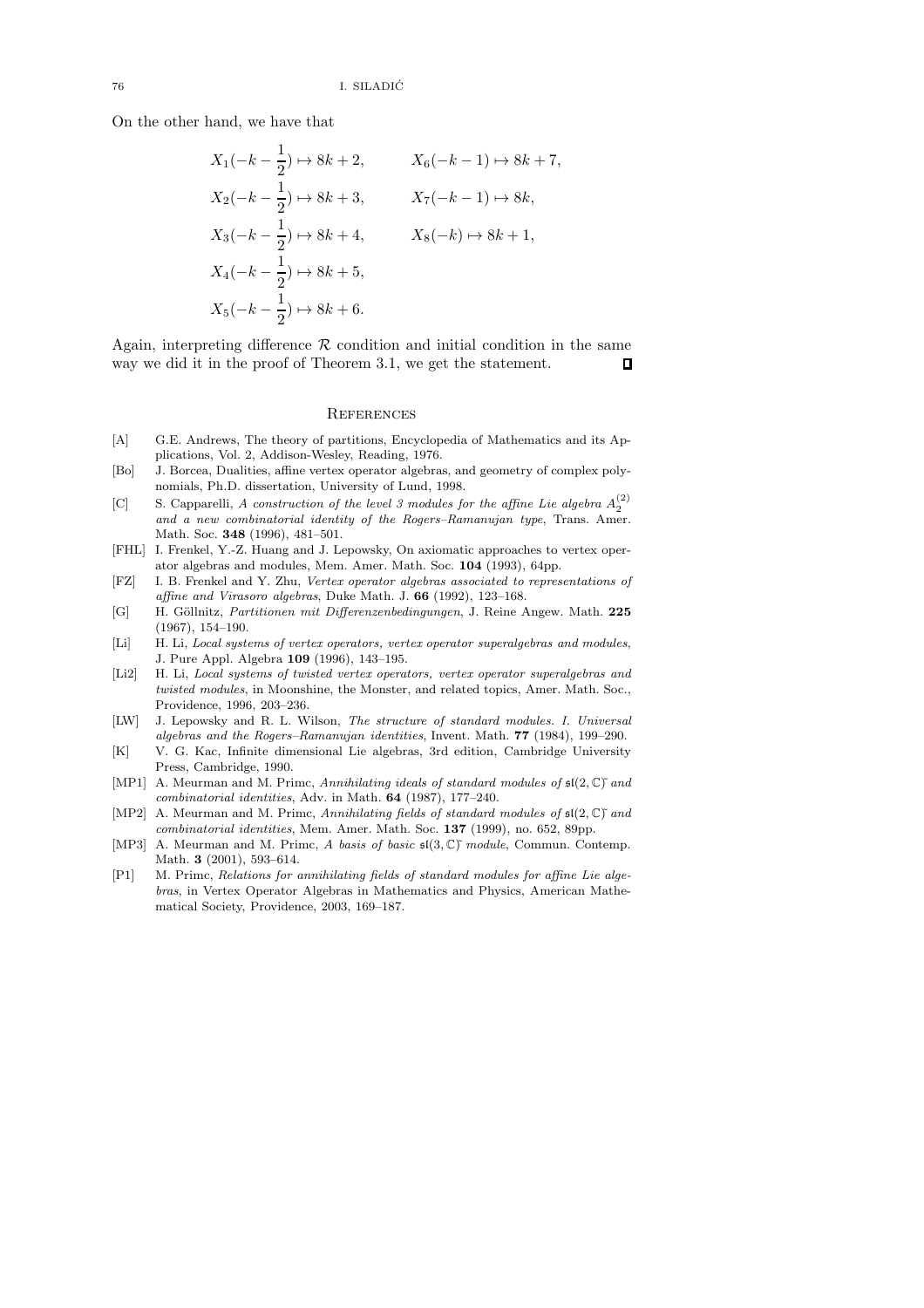On the other hand, we have that

$$
\begin{aligned}
&X_1(-k-\frac{1}{2}) \mapsto 8k+2, \qquad && X_6(-k-1) \mapsto 8k+7,\\
&X_2(-k-\frac{1}{2}) \mapsto 8k+3, \qquad && X_7(-k-1) \mapsto 8k,\\
&X_3(-k-\frac{1}{2}) \mapsto 8k+4, \qquad && X_8(-k) \mapsto 8k+1,\\
&X_4(-k-\frac{1}{2}) \mapsto 8k+5, && \\
&X_5(-k-\frac{1}{2}) \mapsto 8k+6. &&
\end{aligned}
$$

Again, interpreting difference $\mathcal{R}$ condition and initial condition in the same way we did it in the proof of Theorem 3.1, we get the statement. ∎

## References

- [A] G.E. Andrews, The theory of partitions, Encyclopedia of Mathematics and its Applications, Vol. 2, Addison-Wesley, Reading, 1976.
- [Bo] J. Borcea, Dualities, affine vertex operator algebras, and geometry of complex polynomials, Ph.D. dissertation, University of Lund, 1998.
- [C] S. Capparelli, *A construction of the level 3 modules for the affine Lie algebra $A_2^{(2)}$ and a new combinatorial identity of the Rogers–Ramanujan type*, Trans. Amer. Math. Soc. **348** (1996), 481–501.
- [FHL] I. Frenkel, Y.-Z. Huang and J. Lepowsky, On axiomatic approaches to vertex operator algebras and modules, Mem. Amer. Math. Soc. **104** (1993), 64pp.
- [FZ] I. B. Frenkel and Y. Zhu, *Vertex operator algebras associated to representations of affine and Virasoro algebras*, Duke Math. J. **66** (1992), 123–168.
- [G] H. Göllnitz, *Partitionen mit Differenzenbedingungen*, J. Reine Angew. Math. **225** (1967), 154–190.
- [Li] H. Li, *Local systems of vertex operators, vertex operator superalgebras and modules*, J. Pure Appl. Algebra **109** (1996), 143–195.
- [Li2] H. Li, *Local systems of twisted vertex operators, vertex operator superalgebras and twisted modules*, in Moonshine, the Monster, and related topics, Amer. Math. Soc., Providence, 1996, 203–236.
- [LW] J. Lepowsky and R. L. Wilson, *The structure of standard modules. I. Universal algebras and the Rogers–Ramanujan identities*, Invent. Math. **77** (1984), 199–290.
- [K] V. G. Kac, Infinite dimensional Lie algebras, 3rd edition, Cambridge University Press, Cambridge, 1990.
- [MP1] A. Meurman and M. Primc, *Annihilating ideals of standard modules of $\mathfrak{sl}(2,\mathbb{C})^{\sim}$ and combinatorial identities*, Adv. in Math. **64** (1987), 177–240.
- [MP2] A. Meurman and M. Primc, *Annihilating fields of standard modules of $\mathfrak{sl}(2,\mathbb{C})^{\sim}$ and combinatorial identities*, Mem. Amer. Math. Soc. **137** (1999), no. 652, 89pp.
- [MP3] A. Meurman and M. Primc, *A basis of basic $\mathfrak{sl}(3,\mathbb{C})^{\sim}$ module*, Commun. Contemp. Math. **3** (2001), 593–614.
- [P1] M. Primc, *Relations for annihilating fields of standard modules for affine Lie algebras*, in Vertex Operator Algebras in Mathematics and Physics, American Mathematical Society, Providence, 2003, 169–187.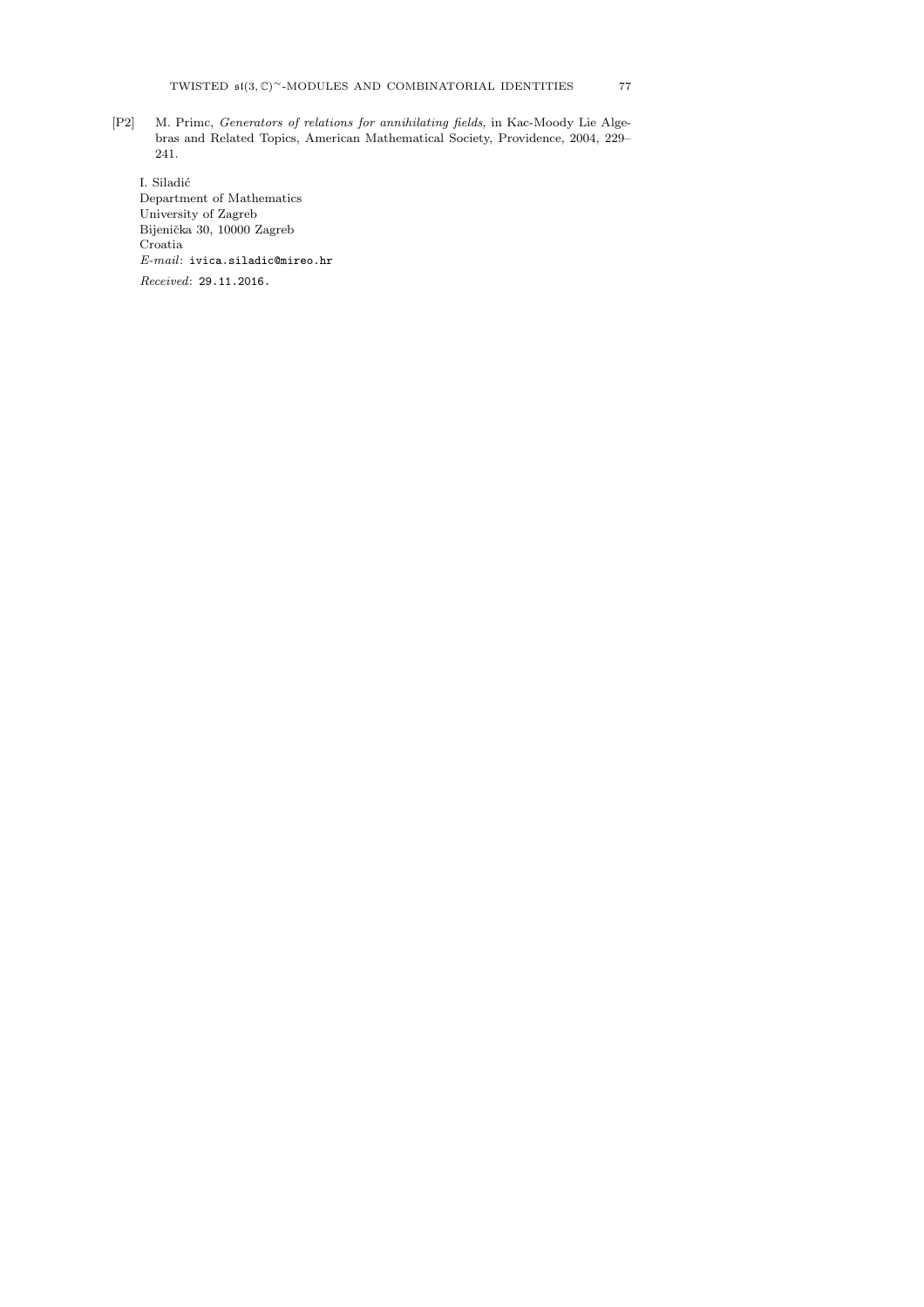[P2] M. Primc, *Generators of relations for annihilating fields*, in Kac-Moody Lie Algebras and Related Topics, American Mathematical Society, Providence, 2004, 229–241.

I. Siladić
Department of Mathematics
University of Zagreb
Bijenička 30, 10000 Zagreb
Croatia
*E-mail*: ivica.siladic@mireo.hr

*Received*: 29.11.2016.